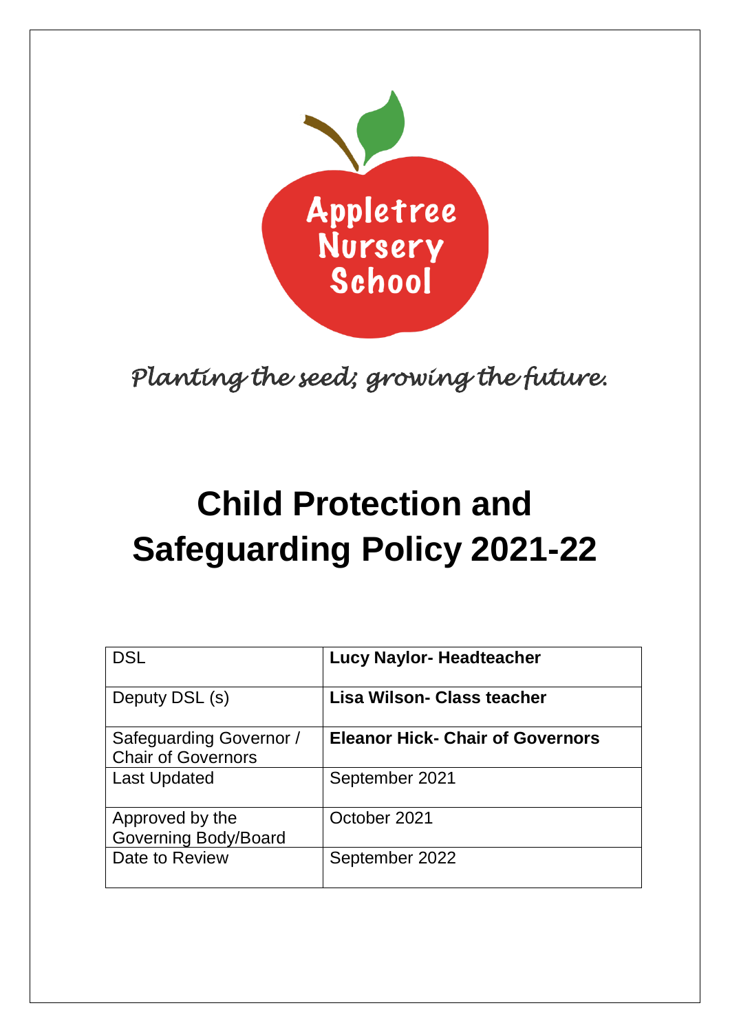Appletree Nursery School

*Planting the seed; growing the future.*

# Child Protection and Safeguarding Policy 2021-22

| | |
|---|---|
| DSL | **Lucy Naylor- Headteacher** |
| Deputy DSL (s) | **Lisa Wilson- Class teacher** |
| Safeguarding Governor / Chair of Governors | **Eleanor Hick- Chair of Governors** |
| Last Updated | September 2021 |
| Approved by the Governing Body/Board | October 2021 |
| Date to Review | September 2022 |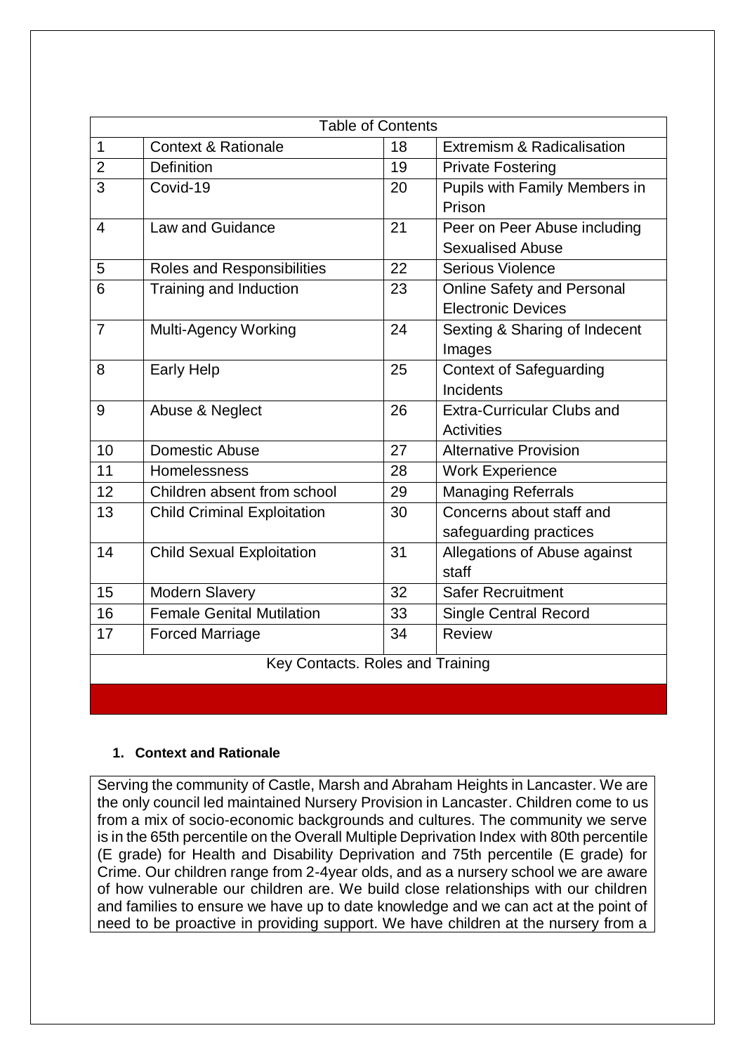| Table of Contents | | | |
|---|---|---|---|
| 1 | Context & Rationale | 18 | Extremism & Radicalisation |
| 2 | Definition | 19 | Private Fostering |
| 3 | Covid-19 | 20 | Pupils with Family Members in Prison |
| 4 | Law and Guidance | 21 | Peer on Peer Abuse including Sexualised Abuse |
| 5 | Roles and Responsibilities | 22 | Serious Violence |
| 6 | Training and Induction | 23 | Online Safety and Personal Electronic Devices |
| 7 | Multi-Agency Working | 24 | Sexting & Sharing of Indecent Images |
| 8 | Early Help | 25 | Context of Safeguarding Incidents |
| 9 | Abuse & Neglect | 26 | Extra-Curricular Clubs and Activities |
| 10 | Domestic Abuse | 27 | Alternative Provision |
| 11 | Homelessness | 28 | Work Experience |
| 12 | Children absent from school | 29 | Managing Referrals |
| 13 | Child Criminal Exploitation | 30 | Concerns about staff and safeguarding practices |
| 14 | Child Sexual Exploitation | 31 | Allegations of Abuse against staff |
| 15 | Modern Slavery | 32 | Safer Recruitment |
| 16 | Female Genital Mutilation | 33 | Single Central Record |
| 17 | Forced Marriage | 34 | Review |
| Key Contacts. Roles and Training | | | |

### 1. Context and Rationale

Serving the community of Castle, Marsh and Abraham Heights in Lancaster. We are the only council led maintained Nursery Provision in Lancaster. Children come to us from a mix of socio-economic backgrounds and cultures. The community we serve is in the 65th percentile on the Overall Multiple Deprivation Index with 80th percentile (E grade) for Health and Disability Deprivation and 75th percentile (E grade) for Crime. Our children range from 2-4year olds, and as a nursery school we are aware of how vulnerable our children are. We build close relationships with our children and families to ensure we have up to date knowledge and we can act at the point of need to be proactive in providing support. We have children at the nursery from a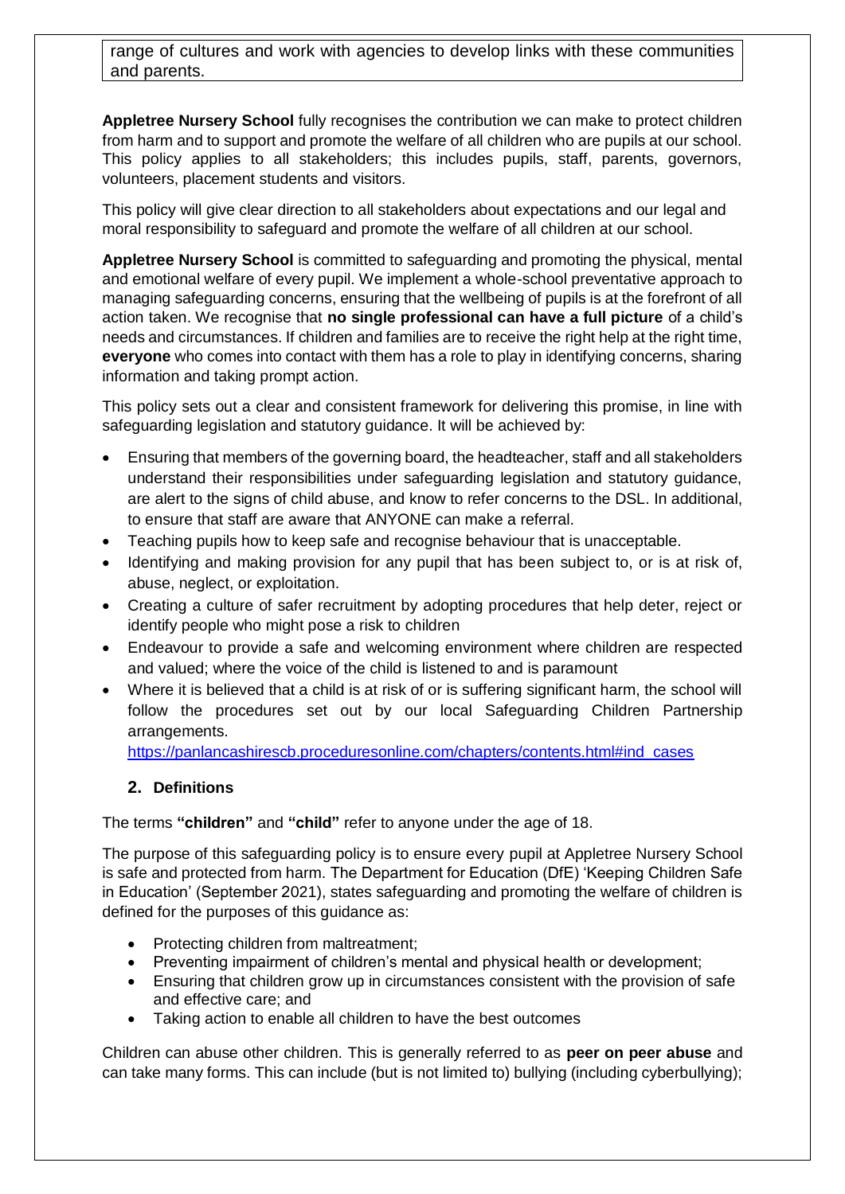range of cultures and work with agencies to develop links with these communities and parents.

**Appletree Nursery School** fully recognises the contribution we can make to protect children from harm and to support and promote the welfare of all children who are pupils at our school. This policy applies to all stakeholders; this includes pupils, staff, parents, governors, volunteers, placement students and visitors.

This policy will give clear direction to all stakeholders about expectations and our legal and moral responsibility to safeguard and promote the welfare of all children at our school.

**Appletree Nursery School** is committed to safeguarding and promoting the physical, mental and emotional welfare of every pupil. We implement a whole-school preventative approach to managing safeguarding concerns, ensuring that the wellbeing of pupils is at the forefront of all action taken. We recognise that **no single professional can have a full picture** of a child's needs and circumstances. If children and families are to receive the right help at the right time, **everyone** who comes into contact with them has a role to play in identifying concerns, sharing information and taking prompt action.

This policy sets out a clear and consistent framework for delivering this promise, in line with safeguarding legislation and statutory guidance. It will be achieved by:

- Ensuring that members of the governing board, the headteacher, staff and all stakeholders understand their responsibilities under safeguarding legislation and statutory guidance, are alert to the signs of child abuse, and know to refer concerns to the DSL. In additional, to ensure that staff are aware that ANYONE can make a referral.
- Teaching pupils how to keep safe and recognise behaviour that is unacceptable.
- Identifying and making provision for any pupil that has been subject to, or is at risk of, abuse, neglect, or exploitation.
- Creating a culture of safer recruitment by adopting procedures that help deter, reject or identify people who might pose a risk to children
- Endeavour to provide a safe and welcoming environment where children are respected and valued; where the voice of the child is listened to and is paramount
- Where it is believed that a child is at risk of or is suffering significant harm, the school will follow the procedures set out by our local Safeguarding Children Partnership arrangements.
  https://panlancashirescb.proceduresonline.com/chapters/contents.html#ind_cases

## 2. Definitions

The terms **"children"** and **"child"** refer to anyone under the age of 18.

The purpose of this safeguarding policy is to ensure every pupil at Appletree Nursery School is safe and protected from harm. The Department for Education (DfE) 'Keeping Children Safe in Education' (September 2021), states safeguarding and promoting the welfare of children is defined for the purposes of this guidance as:

- Protecting children from maltreatment;
- Preventing impairment of children's mental and physical health or development;
- Ensuring that children grow up in circumstances consistent with the provision of safe and effective care; and
- Taking action to enable all children to have the best outcomes

Children can abuse other children. This is generally referred to as **peer on peer abuse** and can take many forms. This can include (but is not limited to) bullying (including cyberbullying);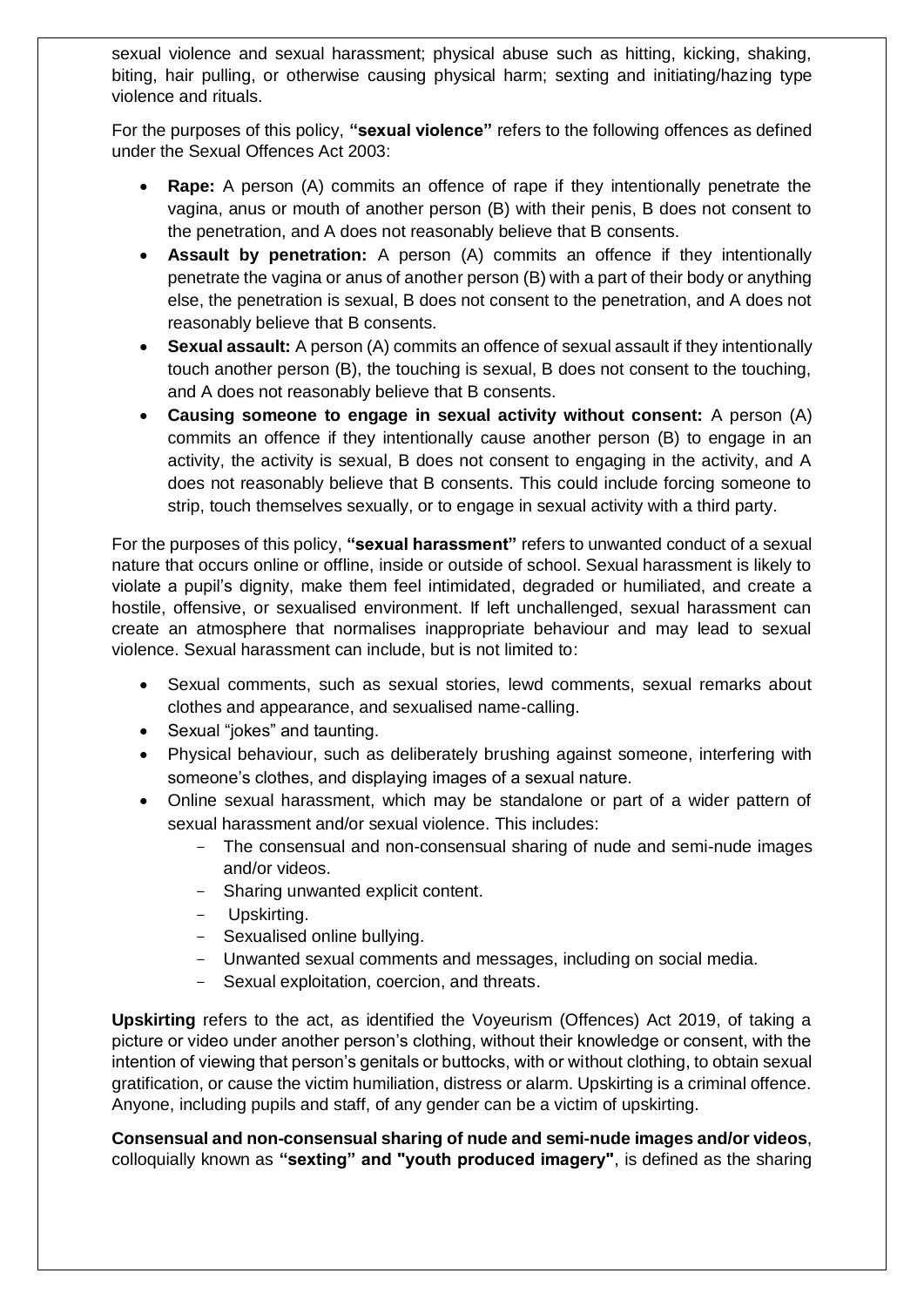sexual violence and sexual harassment; physical abuse such as hitting, kicking, shaking, biting, hair pulling, or otherwise causing physical harm; sexting and initiating/hazing type violence and rituals.

For the purposes of this policy, **"sexual violence"** refers to the following offences as defined under the Sexual Offences Act 2003:

- **Rape:** A person (A) commits an offence of rape if they intentionally penetrate the vagina, anus or mouth of another person (B) with their penis, B does not consent to the penetration, and A does not reasonably believe that B consents.
- **Assault by penetration:** A person (A) commits an offence if they intentionally penetrate the vagina or anus of another person (B) with a part of their body or anything else, the penetration is sexual, B does not consent to the penetration, and A does not reasonably believe that B consents.
- **Sexual assault:** A person (A) commits an offence of sexual assault if they intentionally touch another person (B), the touching is sexual, B does not consent to the touching, and A does not reasonably believe that B consents.
- **Causing someone to engage in sexual activity without consent:** A person (A) commits an offence if they intentionally cause another person (B) to engage in an activity, the activity is sexual, B does not consent to engaging in the activity, and A does not reasonably believe that B consents. This could include forcing someone to strip, touch themselves sexually, or to engage in sexual activity with a third party.

For the purposes of this policy, **"sexual harassment"** refers to unwanted conduct of a sexual nature that occurs online or offline, inside or outside of school. Sexual harassment is likely to violate a pupil's dignity, make them feel intimidated, degraded or humiliated, and create a hostile, offensive, or sexualised environment. If left unchallenged, sexual harassment can create an atmosphere that normalises inappropriate behaviour and may lead to sexual violence. Sexual harassment can include, but is not limited to:

- Sexual comments, such as sexual stories, lewd comments, sexual remarks about clothes and appearance, and sexualised name-calling.
- Sexual "jokes" and taunting.
- Physical behaviour, such as deliberately brushing against someone, interfering with someone's clothes, and displaying images of a sexual nature.
- Online sexual harassment, which may be standalone or part of a wider pattern of sexual harassment and/or sexual violence. This includes:
  - The consensual and non-consensual sharing of nude and semi-nude images and/or videos.
  - Sharing unwanted explicit content.
  - Upskirting.
  - Sexualised online bullying.
  - Unwanted sexual comments and messages, including on social media.
  - Sexual exploitation, coercion, and threats.

**Upskirting** refers to the act, as identified the Voyeurism (Offences) Act 2019, of taking a picture or video under another person's clothing, without their knowledge or consent, with the intention of viewing that person's genitals or buttocks, with or without clothing, to obtain sexual gratification, or cause the victim humiliation, distress or alarm. Upskirting is a criminal offence. Anyone, including pupils and staff, of any gender can be a victim of upskirting.

**Consensual and non-consensual sharing of nude and semi-nude images and/or videos**, colloquially known as **"sexting" and "youth produced imagery"**, is defined as the sharing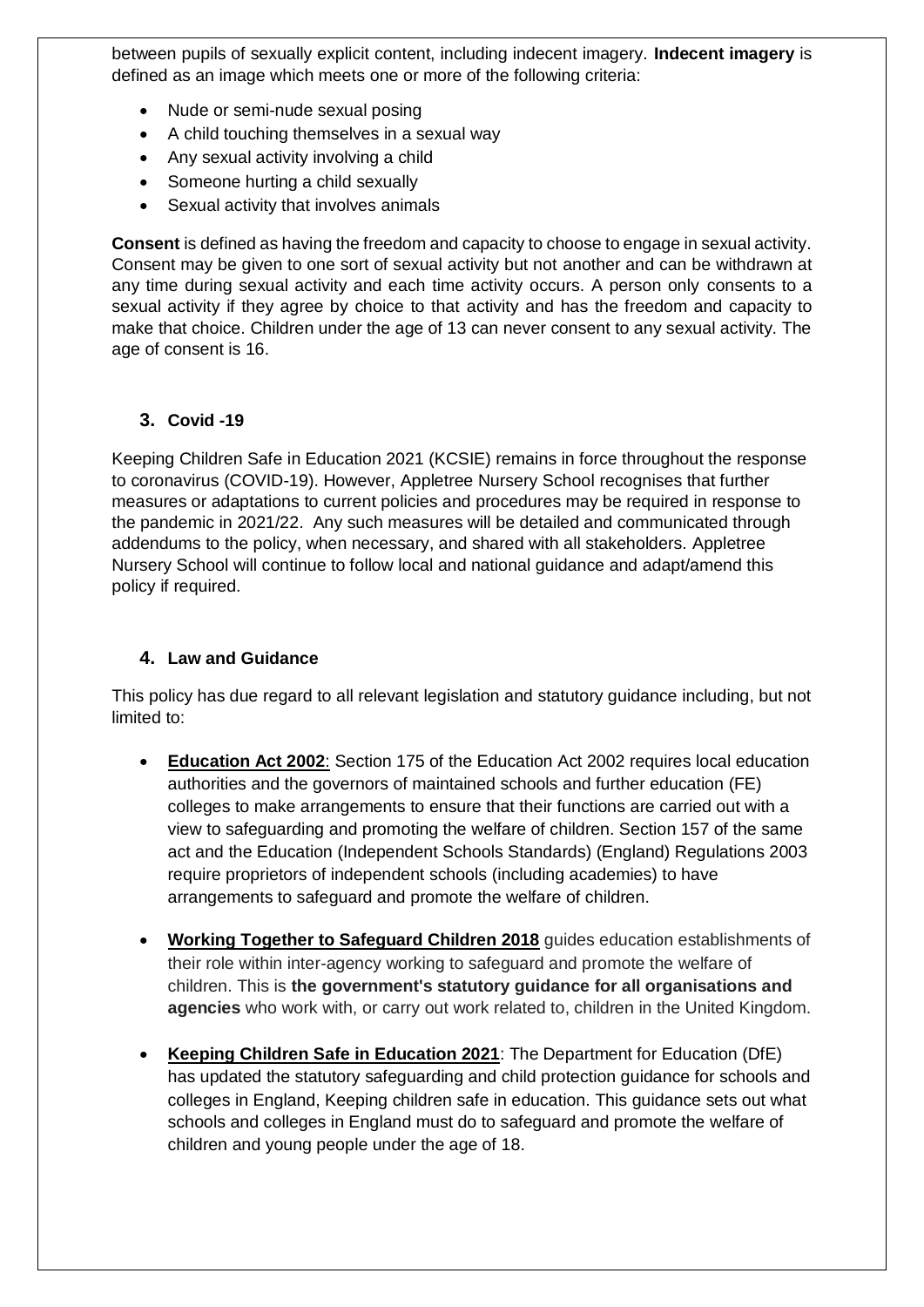between pupils of sexually explicit content, including indecent imagery. **Indecent imagery** is defined as an image which meets one or more of the following criteria:

- Nude or semi-nude sexual posing
- A child touching themselves in a sexual way
- Any sexual activity involving a child
- Someone hurting a child sexually
- Sexual activity that involves animals

**Consent** is defined as having the freedom and capacity to choose to engage in sexual activity. Consent may be given to one sort of sexual activity but not another and can be withdrawn at any time during sexual activity and each time activity occurs. A person only consents to a sexual activity if they agree by choice to that activity and has the freedom and capacity to make that choice. Children under the age of 13 can never consent to any sexual activity. The age of consent is 16.

## 3. Covid -19

Keeping Children Safe in Education 2021 (KCSIE) remains in force throughout the response to coronavirus (COVID-19). However, Appletree Nursery School recognises that further measures or adaptations to current policies and procedures may be required in response to the pandemic in 2021/22. Any such measures will be detailed and communicated through addendums to the policy, when necessary, and shared with all stakeholders. Appletree Nursery School will continue to follow local and national guidance and adapt/amend this policy if required.

## 4. Law and Guidance

This policy has due regard to all relevant legislation and statutory guidance including, but not limited to:

- **Education Act 2002**: Section 175 of the Education Act 2002 requires local education authorities and the governors of maintained schools and further education (FE) colleges to make arrangements to ensure that their functions are carried out with a view to safeguarding and promoting the welfare of children. Section 157 of the same act and the Education (Independent Schools Standards) (England) Regulations 2003 require proprietors of independent schools (including academies) to have arrangements to safeguard and promote the welfare of children.

- **Working Together to Safeguard Children 2018** guides education establishments of their role within inter-agency working to safeguard and promote the welfare of children. This is **the government's statutory guidance for all organisations and agencies** who work with, or carry out work related to, children in the United Kingdom.

- **Keeping Children Safe in Education 2021**: The Department for Education (DfE) has updated the statutory safeguarding and child protection guidance for schools and colleges in England, Keeping children safe in education. This guidance sets out what schools and colleges in England must do to safeguard and promote the welfare of children and young people under the age of 18.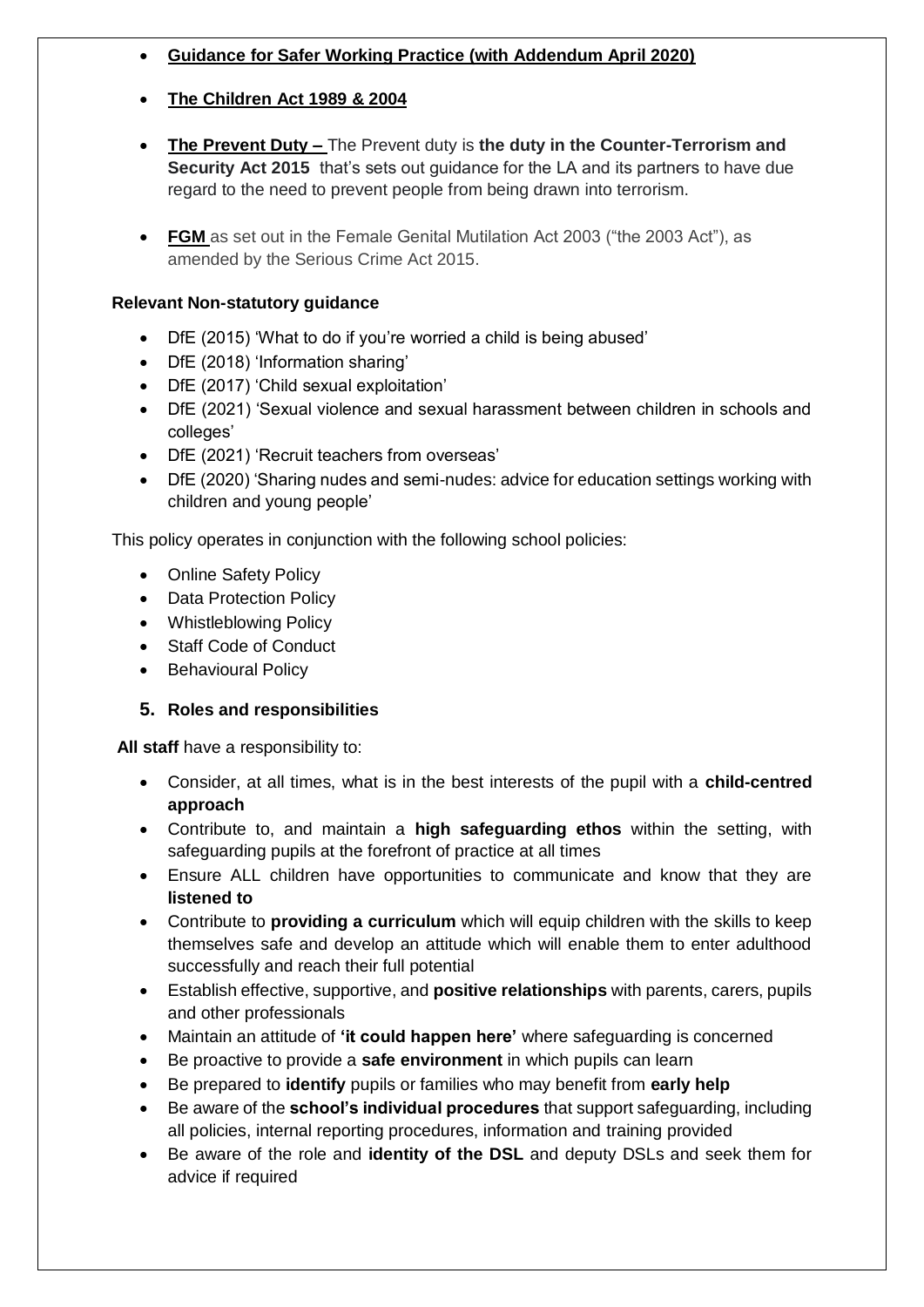- **Guidance for Safer Working Practice (with Addendum April 2020)**
- **The Children Act 1989 & 2004**
- **The Prevent Duty –** The Prevent duty is **the duty in the Counter-Terrorism and Security Act 2015** that's sets out guidance for the LA and its partners to have due regard to the need to prevent people from being drawn into terrorism.
- **FGM** as set out in the Female Genital Mutilation Act 2003 ("the 2003 Act"), as amended by the Serious Crime Act 2015.

**Relevant Non-statutory guidance**

- DfE (2015) 'What to do if you're worried a child is being abused'
- DfE (2018) 'Information sharing'
- DfE (2017) 'Child sexual exploitation'
- DfE (2021) 'Sexual violence and sexual harassment between children in schools and colleges'
- DfE (2021) 'Recruit teachers from overseas'
- DfE (2020) 'Sharing nudes and semi-nudes: advice for education settings working with children and young people'

This policy operates in conjunction with the following school policies:

- Online Safety Policy
- Data Protection Policy
- Whistleblowing Policy
- Staff Code of Conduct
- Behavioural Policy

## 5. Roles and responsibilities

**All staff** have a responsibility to:

- Consider, at all times, what is in the best interests of the pupil with a **child-centred approach**
- Contribute to, and maintain a **high safeguarding ethos** within the setting, with safeguarding pupils at the forefront of practice at all times
- Ensure ALL children have opportunities to communicate and know that they are **listened to**
- Contribute to **providing a curriculum** which will equip children with the skills to keep themselves safe and develop an attitude which will enable them to enter adulthood successfully and reach their full potential
- Establish effective, supportive, and **positive relationships** with parents, carers, pupils and other professionals
- Maintain an attitude of **'it could happen here'** where safeguarding is concerned
- Be proactive to provide a **safe environment** in which pupils can learn
- Be prepared to **identify** pupils or families who may benefit from **early help**
- Be aware of the **school's individual procedures** that support safeguarding, including all policies, internal reporting procedures, information and training provided
- Be aware of the role and **identity of the DSL** and deputy DSLs and seek them for advice if required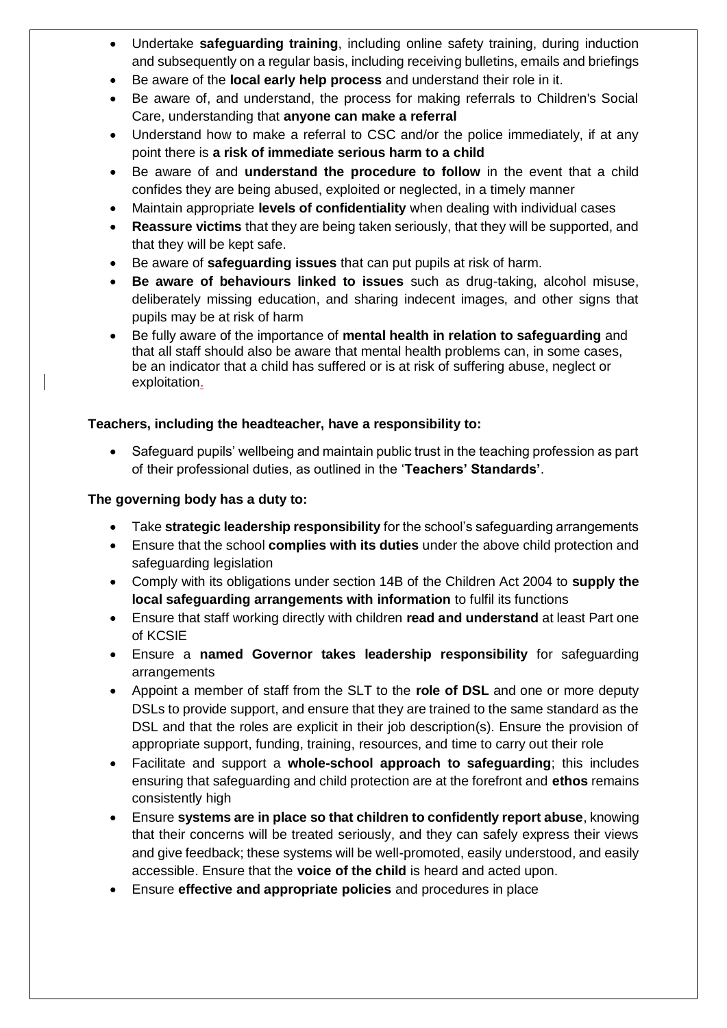- Undertake **safeguarding training**, including online safety training, during induction and subsequently on a regular basis, including receiving bulletins, emails and briefings
- Be aware of the **local early help process** and understand their role in it.
- Be aware of, and understand, the process for making referrals to Children's Social Care, understanding that **anyone can make a referral**
- Understand how to make a referral to CSC and/or the police immediately, if at any point there is **a risk of immediate serious harm to a child**
- Be aware of and **understand the procedure to follow** in the event that a child confides they are being abused, exploited or neglected, in a timely manner
- Maintain appropriate **levels of confidentiality** when dealing with individual cases
- **Reassure victims** that they are being taken seriously, that they will be supported, and that they will be kept safe.
- Be aware of **safeguarding issues** that can put pupils at risk of harm.
- **Be aware of behaviours linked to issues** such as drug-taking, alcohol misuse, deliberately missing education, and sharing indecent images, and other signs that pupils may be at risk of harm
- Be fully aware of the importance of **mental health in relation to safeguarding** and that all staff should also be aware that mental health problems can, in some cases, be an indicator that a child has suffered or is at risk of suffering abuse, neglect or exploitation.

**Teachers, including the headteacher, have a responsibility to:**

- Safeguard pupils' wellbeing and maintain public trust in the teaching profession as part of their professional duties, as outlined in the '**Teachers' Standards'**.

**The governing body has a duty to:**

- Take **strategic leadership responsibility** for the school's safeguarding arrangements
- Ensure that the school **complies with its duties** under the above child protection and safeguarding legislation
- Comply with its obligations under section 14B of the Children Act 2004 to **supply the local safeguarding arrangements with information** to fulfil its functions
- Ensure that staff working directly with children **read and understand** at least Part one of KCSIE
- Ensure a **named Governor takes leadership responsibility** for safeguarding arrangements
- Appoint a member of staff from the SLT to the **role of DSL** and one or more deputy DSLs to provide support, and ensure that they are trained to the same standard as the DSL and that the roles are explicit in their job description(s). Ensure the provision of appropriate support, funding, training, resources, and time to carry out their role
- Facilitate and support a **whole-school approach to safeguarding**; this includes ensuring that safeguarding and child protection are at the forefront and **ethos** remains consistently high
- Ensure **systems are in place so that children to confidently report abuse**, knowing that their concerns will be treated seriously, and they can safely express their views and give feedback; these systems will be well-promoted, easily understood, and easily accessible. Ensure that the **voice of the child** is heard and acted upon.
- Ensure **effective and appropriate policies** and procedures in place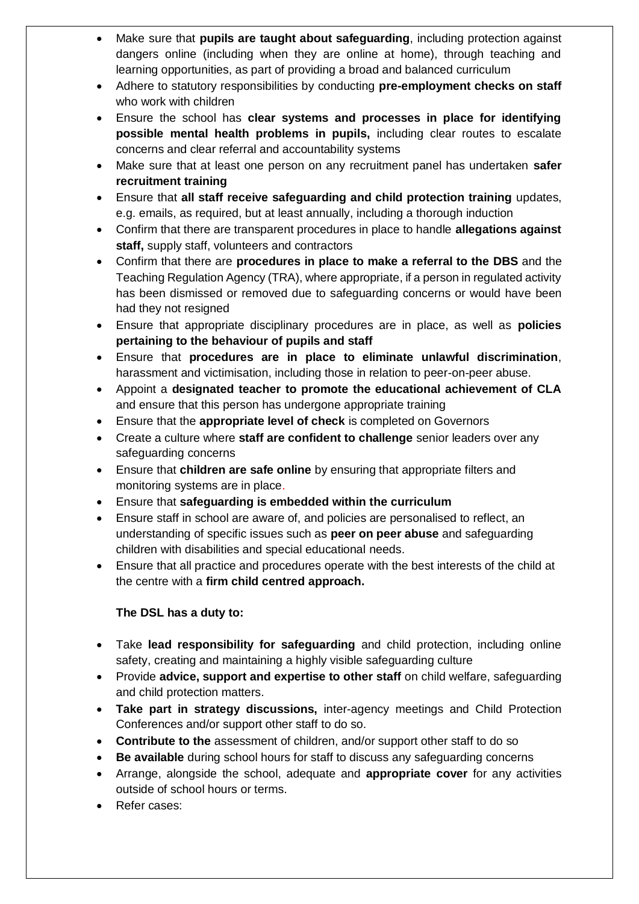- Make sure that **pupils are taught about safeguarding**, including protection against dangers online (including when they are online at home), through teaching and learning opportunities, as part of providing a broad and balanced curriculum
- Adhere to statutory responsibilities by conducting **pre-employment checks on staff** who work with children
- Ensure the school has **clear systems and processes in place for identifying possible mental health problems in pupils,** including clear routes to escalate concerns and clear referral and accountability systems
- Make sure that at least one person on any recruitment panel has undertaken **safer recruitment training**
- Ensure that **all staff receive safeguarding and child protection training** updates, e.g. emails, as required, but at least annually, including a thorough induction
- Confirm that there are transparent procedures in place to handle **allegations against staff,** supply staff, volunteers and contractors
- Confirm that there are **procedures in place to make a referral to the DBS** and the Teaching Regulation Agency (TRA), where appropriate, if a person in regulated activity has been dismissed or removed due to safeguarding concerns or would have been had they not resigned
- Ensure that appropriate disciplinary procedures are in place, as well as **policies pertaining to the behaviour of pupils and staff**
- Ensure that **procedures are in place to eliminate unlawful discrimination**, harassment and victimisation, including those in relation to peer-on-peer abuse.
- Appoint a **designated teacher to promote the educational achievement of CLA** and ensure that this person has undergone appropriate training
- Ensure that the **appropriate level of check** is completed on Governors
- Create a culture where **staff are confident to challenge** senior leaders over any safeguarding concerns
- Ensure that **children are safe online** by ensuring that appropriate filters and monitoring systems are in place.
- Ensure that **safeguarding is embedded within the curriculum**
- Ensure staff in school are aware of, and policies are personalised to reflect, an understanding of specific issues such as **peer on peer abuse** and safeguarding children with disabilities and special educational needs.
- Ensure that all practice and procedures operate with the best interests of the child at the centre with a **firm child centred approach.**

**The DSL has a duty to:**

- Take **lead responsibility for safeguarding** and child protection, including online safety, creating and maintaining a highly visible safeguarding culture
- Provide **advice, support and expertise to other staff** on child welfare, safeguarding and child protection matters.
- **Take part in strategy discussions,** inter-agency meetings and Child Protection Conferences and/or support other staff to do so.
- **Contribute to the** assessment of children, and/or support other staff to do so
- **Be available** during school hours for staff to discuss any safeguarding concerns
- Arrange, alongside the school, adequate and **appropriate cover** for any activities outside of school hours or terms.
- Refer cases: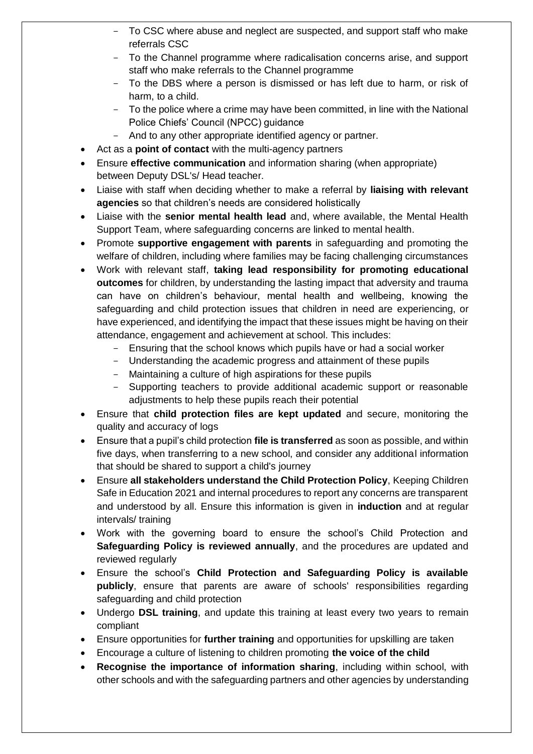- To CSC where abuse and neglect are suspected, and support staff who make referrals CSC
    - To the Channel programme where radicalisation concerns arise, and support staff who make referrals to the Channel programme
    - To the DBS where a person is dismissed or has left due to harm, or risk of harm, to a child.
    - To the police where a crime may have been committed, in line with the National Police Chiefs' Council (NPCC) guidance
    - And to any other appropriate identified agency or partner.
- Act as a **point of contact** with the multi-agency partners
- Ensure **effective communication** and information sharing (when appropriate) between Deputy DSL's/ Head teacher.
- Liaise with staff when deciding whether to make a referral by **liaising with relevant agencies** so that children's needs are considered holistically
- Liaise with the **senior mental health lead** and, where available, the Mental Health Support Team, where safeguarding concerns are linked to mental health.
- Promote **supportive engagement with parents** in safeguarding and promoting the welfare of children, including where families may be facing challenging circumstances
- Work with relevant staff, **taking lead responsibility for promoting educational outcomes** for children, by understanding the lasting impact that adversity and trauma can have on children's behaviour, mental health and wellbeing, knowing the safeguarding and child protection issues that children in need are experiencing, or have experienced, and identifying the impact that these issues might be having on their attendance, engagement and achievement at school. This includes:
    - Ensuring that the school knows which pupils have or had a social worker
    - Understanding the academic progress and attainment of these pupils
    - Maintaining a culture of high aspirations for these pupils
    - Supporting teachers to provide additional academic support or reasonable adjustments to help these pupils reach their potential
- Ensure that **child protection files are kept updated** and secure, monitoring the quality and accuracy of logs
- Ensure that a pupil's child protection **file is transferred** as soon as possible, and within five days, when transferring to a new school, and consider any additional information that should be shared to support a child's journey
- Ensure **all stakeholders understand the Child Protection Policy**, Keeping Children Safe in Education 2021 and internal procedures to report any concerns are transparent and understood by all. Ensure this information is given in **induction** and at regular intervals/ training
- Work with the governing board to ensure the school's Child Protection and **Safeguarding Policy is reviewed annually**, and the procedures are updated and reviewed regularly
- Ensure the school's **Child Protection and Safeguarding Policy is available publicly**, ensure that parents are aware of schools' responsibilities regarding safeguarding and child protection
- Undergo **DSL training**, and update this training at least every two years to remain compliant
- Ensure opportunities for **further training** and opportunities for upskilling are taken
- Encourage a culture of listening to children promoting **the voice of the child**
- **Recognise the importance of information sharing**, including within school, with other schools and with the safeguarding partners and other agencies by understanding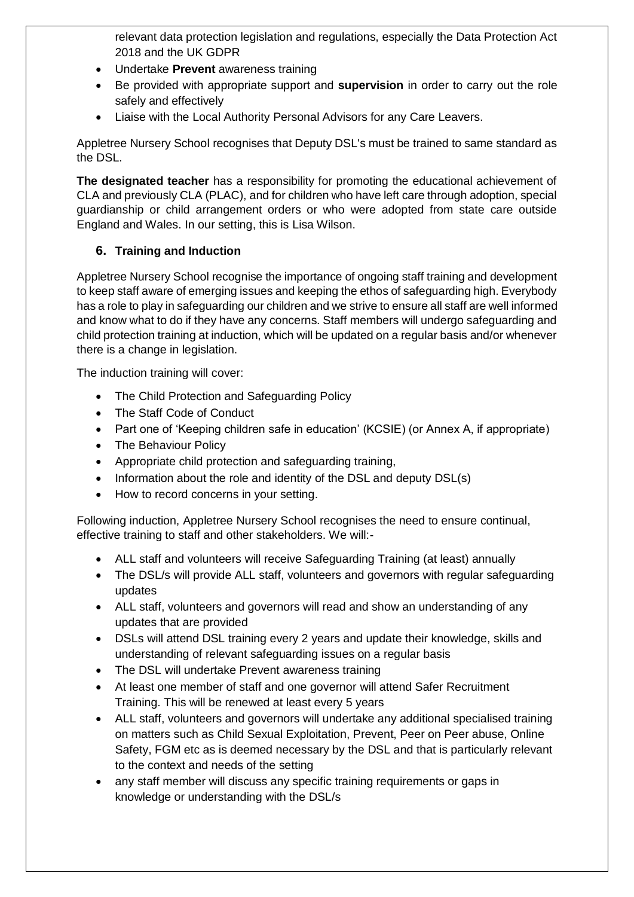relevant data protection legislation and regulations, especially the Data Protection Act 2018 and the UK GDPR

- Undertake **Prevent** awareness training
- Be provided with appropriate support and **supervision** in order to carry out the role safely and effectively
- Liaise with the Local Authority Personal Advisors for any Care Leavers.

Appletree Nursery School recognises that Deputy DSL's must be trained to same standard as the DSL.

**The designated teacher** has a responsibility for promoting the educational achievement of CLA and previously CLA (PLAC), and for children who have left care through adoption, special guardianship or child arrangement orders or who were adopted from state care outside England and Wales. In our setting, this is Lisa Wilson.

## 6. Training and Induction

Appletree Nursery School recognise the importance of ongoing staff training and development to keep staff aware of emerging issues and keeping the ethos of safeguarding high. Everybody has a role to play in safeguarding our children and we strive to ensure all staff are well informed and know what to do if they have any concerns. Staff members will undergo safeguarding and child protection training at induction, which will be updated on a regular basis and/or whenever there is a change in legislation.

The induction training will cover:

- The Child Protection and Safeguarding Policy
- The Staff Code of Conduct
- Part one of 'Keeping children safe in education' (KCSIE) (or Annex A, if appropriate)
- The Behaviour Policy
- Appropriate child protection and safeguarding training,
- Information about the role and identity of the DSL and deputy DSL(s)
- How to record concerns in your setting.

Following induction, Appletree Nursery School recognises the need to ensure continual, effective training to staff and other stakeholders. We will:-

- ALL staff and volunteers will receive Safeguarding Training (at least) annually
- The DSL/s will provide ALL staff, volunteers and governors with regular safeguarding updates
- ALL staff, volunteers and governors will read and show an understanding of any updates that are provided
- DSLs will attend DSL training every 2 years and update their knowledge, skills and understanding of relevant safeguarding issues on a regular basis
- The DSL will undertake Prevent awareness training
- At least one member of staff and one governor will attend Safer Recruitment Training. This will be renewed at least every 5 years
- ALL staff, volunteers and governors will undertake any additional specialised training on matters such as Child Sexual Exploitation, Prevent, Peer on Peer abuse, Online Safety, FGM etc as is deemed necessary by the DSL and that is particularly relevant to the context and needs of the setting
- any staff member will discuss any specific training requirements or gaps in knowledge or understanding with the DSL/s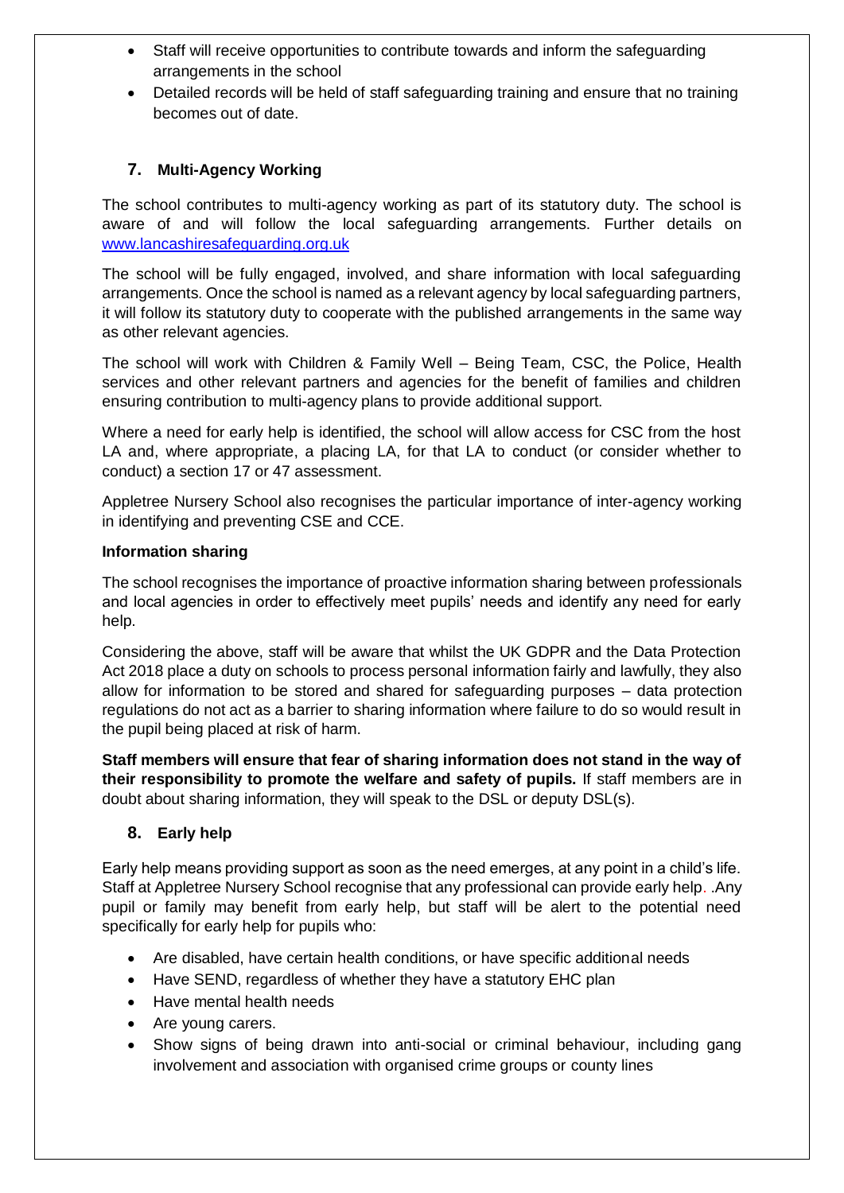- Staff will receive opportunities to contribute towards and inform the safeguarding arrangements in the school
- Detailed records will be held of staff safeguarding training and ensure that no training becomes out of date.

## 7. Multi-Agency Working

The school contributes to multi-agency working as part of its statutory duty. The school is aware of and will follow the local safeguarding arrangements. Further details on [www.lancashiresafeguarding.org.uk](http://www.lancashiresafeguarding.org.uk)

The school will be fully engaged, involved, and share information with local safeguarding arrangements. Once the school is named as a relevant agency by local safeguarding partners, it will follow its statutory duty to cooperate with the published arrangements in the same way as other relevant agencies.

The school will work with Children & Family Well – Being Team, CSC, the Police, Health services and other relevant partners and agencies for the benefit of families and children ensuring contribution to multi-agency plans to provide additional support.

Where a need for early help is identified, the school will allow access for CSC from the host LA and, where appropriate, a placing LA, for that LA to conduct (or consider whether to conduct) a section 17 or 47 assessment.

Appletree Nursery School also recognises the particular importance of inter-agency working in identifying and preventing CSE and CCE.

**Information sharing**

The school recognises the importance of proactive information sharing between professionals and local agencies in order to effectively meet pupils' needs and identify any need for early help.

Considering the above, staff will be aware that whilst the UK GDPR and the Data Protection Act 2018 place a duty on schools to process personal information fairly and lawfully, they also allow for information to be stored and shared for safeguarding purposes – data protection regulations do not act as a barrier to sharing information where failure to do so would result in the pupil being placed at risk of harm.

**Staff members will ensure that fear of sharing information does not stand in the way of their responsibility to promote the welfare and safety of pupils.** If staff members are in doubt about sharing information, they will speak to the DSL or deputy DSL(s).

## 8. Early help

Early help means providing support as soon as the need emerges, at any point in a child's life. Staff at Appletree Nursery School recognise that any professional can provide early help. .Any pupil or family may benefit from early help, but staff will be alert to the potential need specifically for early help for pupils who:

- Are disabled, have certain health conditions, or have specific additional needs
- Have SEND, regardless of whether they have a statutory EHC plan
- Have mental health needs
- Are young carers.
- Show signs of being drawn into anti-social or criminal behaviour, including gang involvement and association with organised crime groups or county lines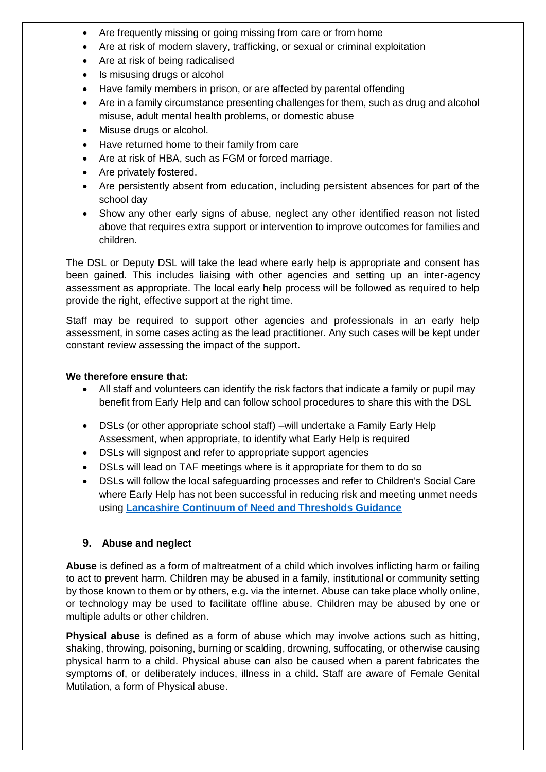- Are frequently missing or going missing from care or from home
- Are at risk of modern slavery, trafficking, or sexual or criminal exploitation
- Are at risk of being radicalised
- Is misusing drugs or alcohol
- Have family members in prison, or are affected by parental offending
- Are in a family circumstance presenting challenges for them, such as drug and alcohol misuse, adult mental health problems, or domestic abuse
- Misuse drugs or alcohol.
- Have returned home to their family from care
- Are at risk of HBA, such as FGM or forced marriage.
- Are privately fostered.
- Are persistently absent from education, including persistent absences for part of the school day
- Show any other early signs of abuse, neglect any other identified reason not listed above that requires extra support or intervention to improve outcomes for families and children.

The DSL or Deputy DSL will take the lead where early help is appropriate and consent has been gained. This includes liaising with other agencies and setting up an inter-agency assessment as appropriate. The local early help process will be followed as required to help provide the right, effective support at the right time.

Staff may be required to support other agencies and professionals in an early help assessment, in some cases acting as the lead practitioner. Any such cases will be kept under constant review assessing the impact of the support.

**We therefore ensure that:**

- All staff and volunteers can identify the risk factors that indicate a family or pupil may benefit from Early Help and can follow school procedures to share this with the DSL
- DSLs (or other appropriate school staff) –will undertake a Family Early Help Assessment, when appropriate, to identify what Early Help is required
- DSLs will signpost and refer to appropriate support agencies
- DSLs will lead on TAF meetings where is it appropriate for them to do so
- DSLs will follow the local safeguarding processes and refer to Children's Social Care where Early Help has not been successful in reducing risk and meeting unmet needs using **Lancashire Continuum of Need and Thresholds Guidance**

## 9. Abuse and neglect

**Abuse** is defined as a form of maltreatment of a child which involves inflicting harm or failing to act to prevent harm. Children may be abused in a family, institutional or community setting by those known to them or by others, e.g. via the internet. Abuse can take place wholly online, or technology may be used to facilitate offline abuse. Children may be abused by one or multiple adults or other children.

**Physical abuse** is defined as a form of abuse which may involve actions such as hitting, shaking, throwing, poisoning, burning or scalding, drowning, suffocating, or otherwise causing physical harm to a child. Physical abuse can also be caused when a parent fabricates the symptoms of, or deliberately induces, illness in a child. Staff are aware of Female Genital Mutilation, a form of Physical abuse.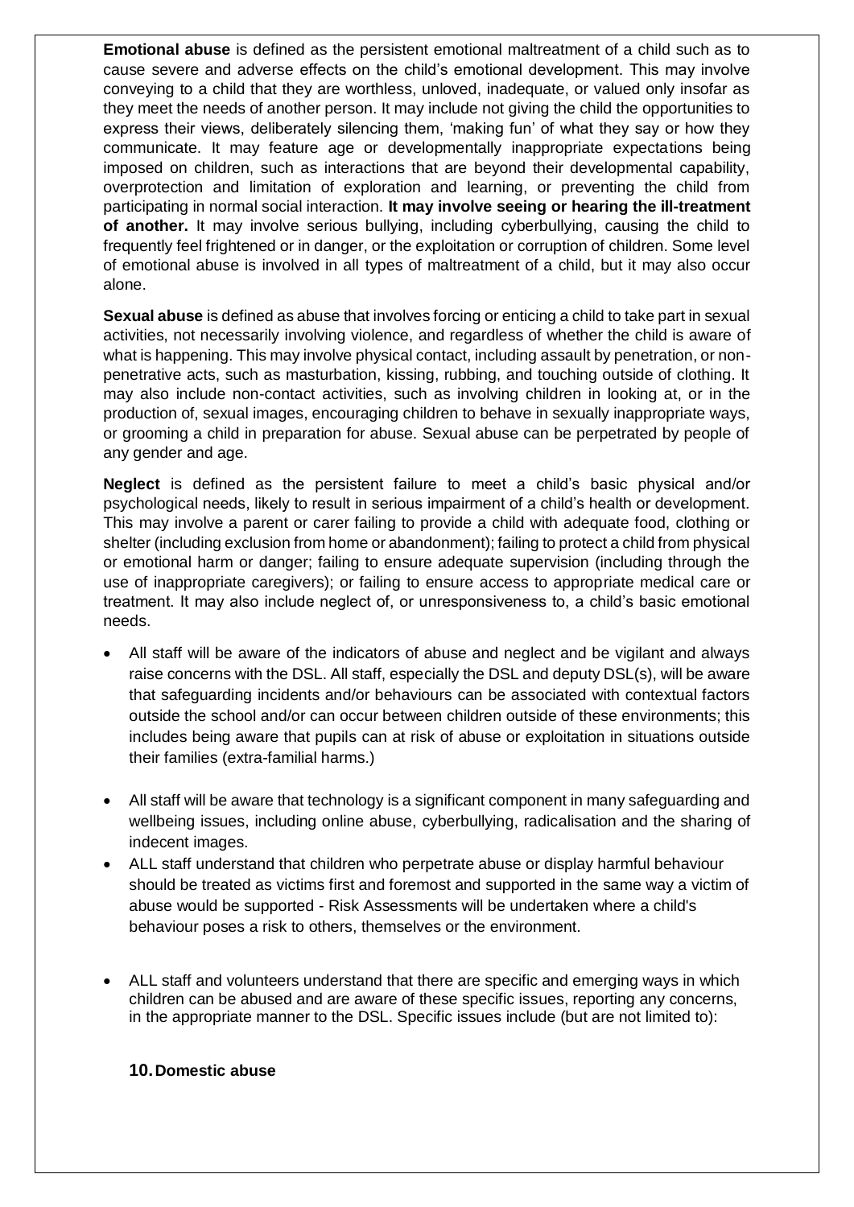**Emotional abuse** is defined as the persistent emotional maltreatment of a child such as to cause severe and adverse effects on the child's emotional development. This may involve conveying to a child that they are worthless, unloved, inadequate, or valued only insofar as they meet the needs of another person. It may include not giving the child the opportunities to express their views, deliberately silencing them, 'making fun' of what they say or how they communicate. It may feature age or developmentally inappropriate expectations being imposed on children, such as interactions that are beyond their developmental capability, overprotection and limitation of exploration and learning, or preventing the child from participating in normal social interaction. **It may involve seeing or hearing the ill-treatment of another.** It may involve serious bullying, including cyberbullying, causing the child to frequently feel frightened or in danger, or the exploitation or corruption of children. Some level of emotional abuse is involved in all types of maltreatment of a child, but it may also occur alone.

**Sexual abuse** is defined as abuse that involves forcing or enticing a child to take part in sexual activities, not necessarily involving violence, and regardless of whether the child is aware of what is happening. This may involve physical contact, including assault by penetration, or non-penetrative acts, such as masturbation, kissing, rubbing, and touching outside of clothing. It may also include non-contact activities, such as involving children in looking at, or in the production of, sexual images, encouraging children to behave in sexually inappropriate ways, or grooming a child in preparation for abuse. Sexual abuse can be perpetrated by people of any gender and age.

**Neglect** is defined as the persistent failure to meet a child's basic physical and/or psychological needs, likely to result in serious impairment of a child's health or development. This may involve a parent or carer failing to provide a child with adequate food, clothing or shelter (including exclusion from home or abandonment); failing to protect a child from physical or emotional harm or danger; failing to ensure adequate supervision (including through the use of inappropriate caregivers); or failing to ensure access to appropriate medical care or treatment. It may also include neglect of, or unresponsiveness to, a child's basic emotional needs.

- All staff will be aware of the indicators of abuse and neglect and be vigilant and always raise concerns with the DSL. All staff, especially the DSL and deputy DSL(s), will be aware that safeguarding incidents and/or behaviours can be associated with contextual factors outside the school and/or can occur between children outside of these environments; this includes being aware that pupils can at risk of abuse or exploitation in situations outside their families (extra-familial harms.)
- All staff will be aware that technology is a significant component in many safeguarding and wellbeing issues, including online abuse, cyberbullying, radicalisation and the sharing of indecent images.
- ALL staff understand that children who perpetrate abuse or display harmful behaviour should be treated as victims first and foremost and supported in the same way a victim of abuse would be supported - Risk Assessments will be undertaken where a child's behaviour poses a risk to others, themselves or the environment.
- ALL staff and volunteers understand that there are specific and emerging ways in which children can be abused and are aware of these specific issues, reporting any concerns, in the appropriate manner to the DSL. Specific issues include (but are not limited to):

## 10. Domestic abuse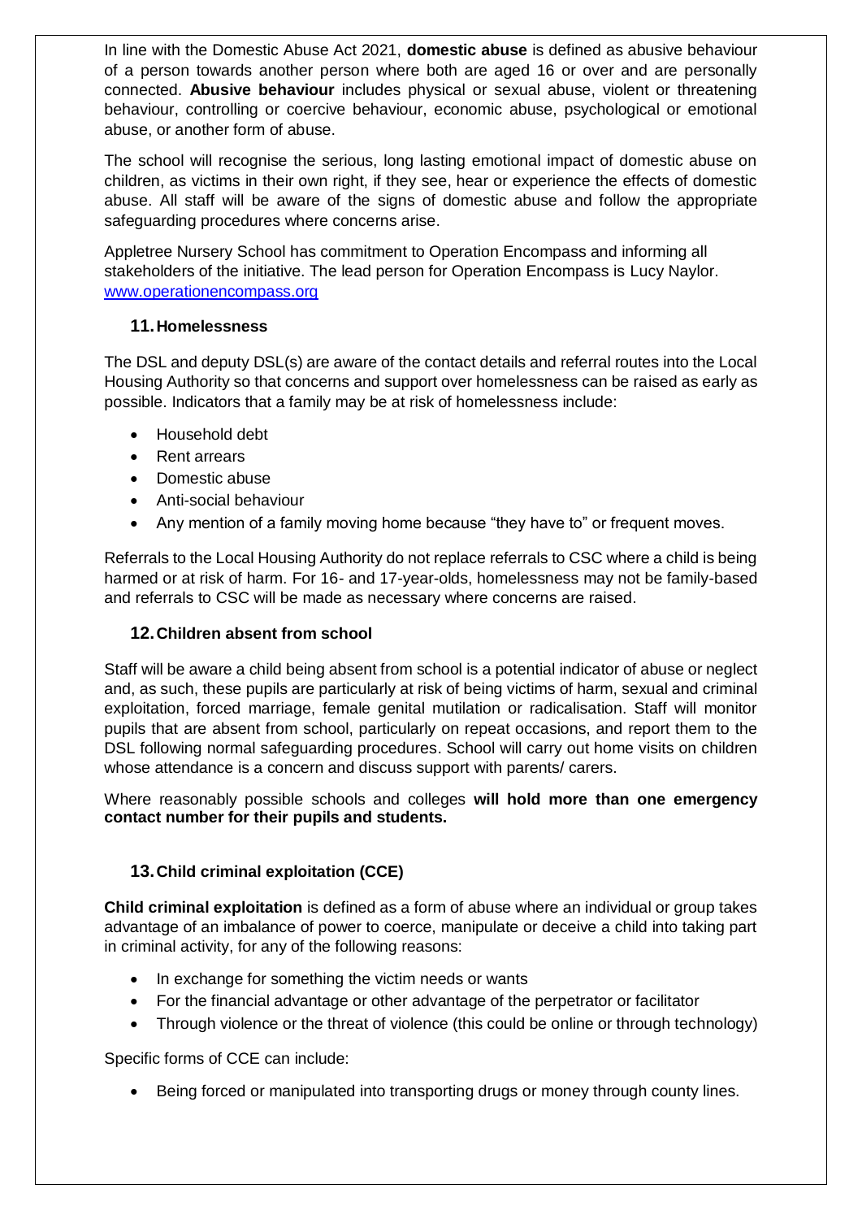In line with the Domestic Abuse Act 2021, **domestic abuse** is defined as abusive behaviour of a person towards another person where both are aged 16 or over and are personally connected. **Abusive behaviour** includes physical or sexual abuse, violent or threatening behaviour, controlling or coercive behaviour, economic abuse, psychological or emotional abuse, or another form of abuse.

The school will recognise the serious, long lasting emotional impact of domestic abuse on children, as victims in their own right, if they see, hear or experience the effects of domestic abuse. All staff will be aware of the signs of domestic abuse and follow the appropriate safeguarding procedures where concerns arise.

Appletree Nursery School has commitment to Operation Encompass and informing all stakeholders of the initiative. The lead person for Operation Encompass is Lucy Naylor. [www.operationencompass.org](www.operationencompass.org)

### 11. Homelessness

The DSL and deputy DSL(s) are aware of the contact details and referral routes into the Local Housing Authority so that concerns and support over homelessness can be raised as early as possible. Indicators that a family may be at risk of homelessness include:

- Household debt
- Rent arrears
- Domestic abuse
- Anti-social behaviour
- Any mention of a family moving home because "they have to" or frequent moves.

Referrals to the Local Housing Authority do not replace referrals to CSC where a child is being harmed or at risk of harm. For 16- and 17-year-olds, homelessness may not be family-based and referrals to CSC will be made as necessary where concerns are raised.

### 12. Children absent from school

Staff will be aware a child being absent from school is a potential indicator of abuse or neglect and, as such, these pupils are particularly at risk of being victims of harm, sexual and criminal exploitation, forced marriage, female genital mutilation or radicalisation. Staff will monitor pupils that are absent from school, particularly on repeat occasions, and report them to the DSL following normal safeguarding procedures. School will carry out home visits on children whose attendance is a concern and discuss support with parents/ carers.

Where reasonably possible schools and colleges **will hold more than one emergency contact number for their pupils and students.**

### 13. Child criminal exploitation (CCE)

**Child criminal exploitation** is defined as a form of abuse where an individual or group takes advantage of an imbalance of power to coerce, manipulate or deceive a child into taking part in criminal activity, for any of the following reasons:

- In exchange for something the victim needs or wants
- For the financial advantage or other advantage of the perpetrator or facilitator
- Through violence or the threat of violence (this could be online or through technology)

Specific forms of CCE can include:

- Being forced or manipulated into transporting drugs or money through county lines.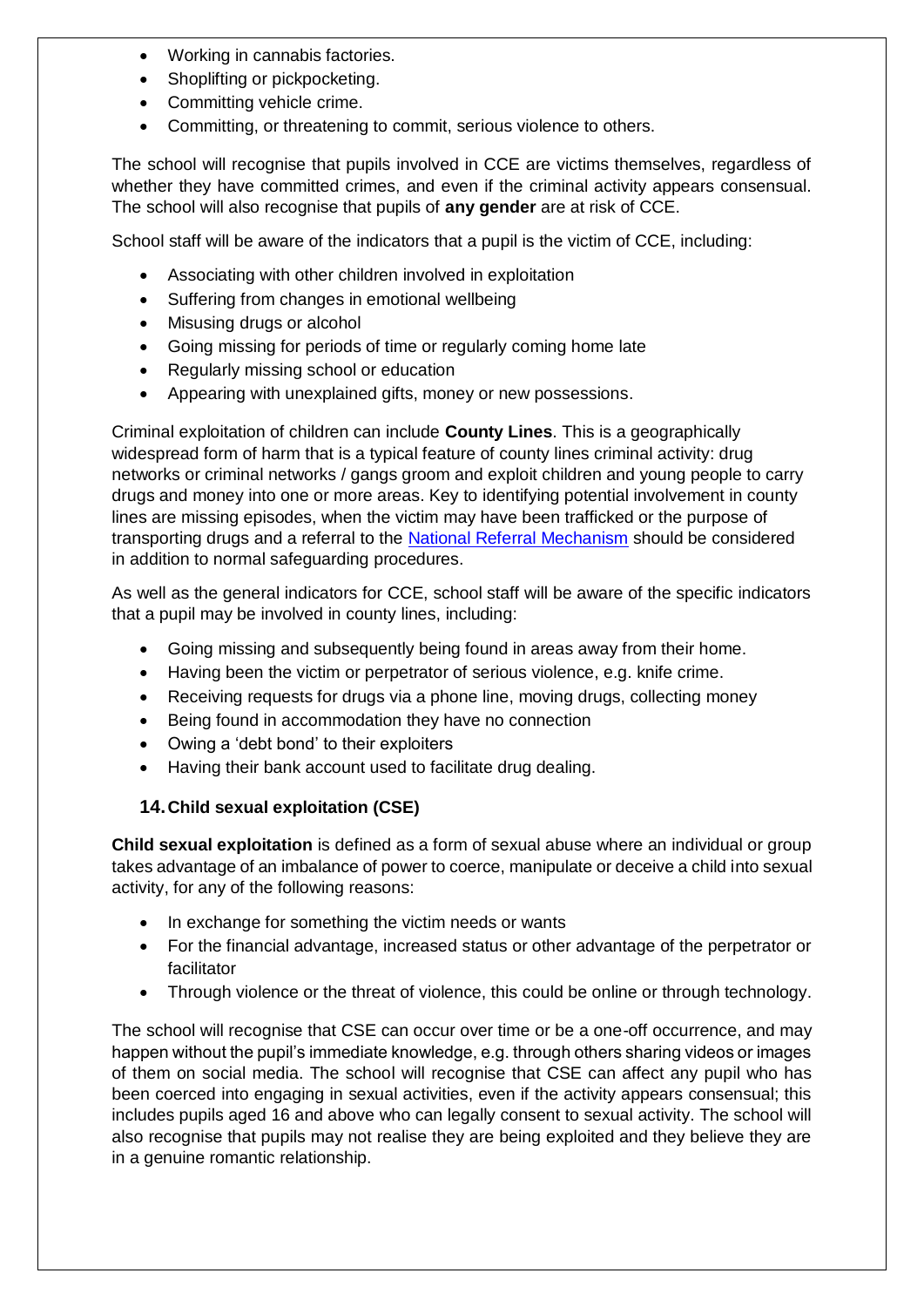- Working in cannabis factories.
- Shoplifting or pickpocketing.
- Committing vehicle crime.
- Committing, or threatening to commit, serious violence to others.

The school will recognise that pupils involved in CCE are victims themselves, regardless of whether they have committed crimes, and even if the criminal activity appears consensual. The school will also recognise that pupils of **any gender** are at risk of CCE.

School staff will be aware of the indicators that a pupil is the victim of CCE, including:

- Associating with other children involved in exploitation
- Suffering from changes in emotional wellbeing
- Misusing drugs or alcohol
- Going missing for periods of time or regularly coming home late
- Regularly missing school or education
- Appearing with unexplained gifts, money or new possessions.

Criminal exploitation of children can include **County Lines**. This is a geographically widespread form of harm that is a typical feature of county lines criminal activity: drug networks or criminal networks / gangs groom and exploit children and young people to carry drugs and money into one or more areas. Key to identifying potential involvement in county lines are missing episodes, when the victim may have been trafficked or the purpose of transporting drugs and a referral to the [National Referral Mechanism] should be considered in addition to normal safeguarding procedures.

As well as the general indicators for CCE, school staff will be aware of the specific indicators that a pupil may be involved in county lines, including:

- Going missing and subsequently being found in areas away from their home.
- Having been the victim or perpetrator of serious violence, e.g. knife crime.
- Receiving requests for drugs via a phone line, moving drugs, collecting money
- Being found in accommodation they have no connection
- Owing a 'debt bond' to their exploiters
- Having their bank account used to facilitate drug dealing.

## 14. Child sexual exploitation (CSE)

**Child sexual exploitation** is defined as a form of sexual abuse where an individual or group takes advantage of an imbalance of power to coerce, manipulate or deceive a child into sexual activity, for any of the following reasons:

- In exchange for something the victim needs or wants
- For the financial advantage, increased status or other advantage of the perpetrator or facilitator
- Through violence or the threat of violence, this could be online or through technology.

The school will recognise that CSE can occur over time or be a one-off occurrence, and may happen without the pupil's immediate knowledge, e.g. through others sharing videos or images of them on social media. The school will recognise that CSE can affect any pupil who has been coerced into engaging in sexual activities, even if the activity appears consensual; this includes pupils aged 16 and above who can legally consent to sexual activity. The school will also recognise that pupils may not realise they are being exploited and they believe they are in a genuine romantic relationship.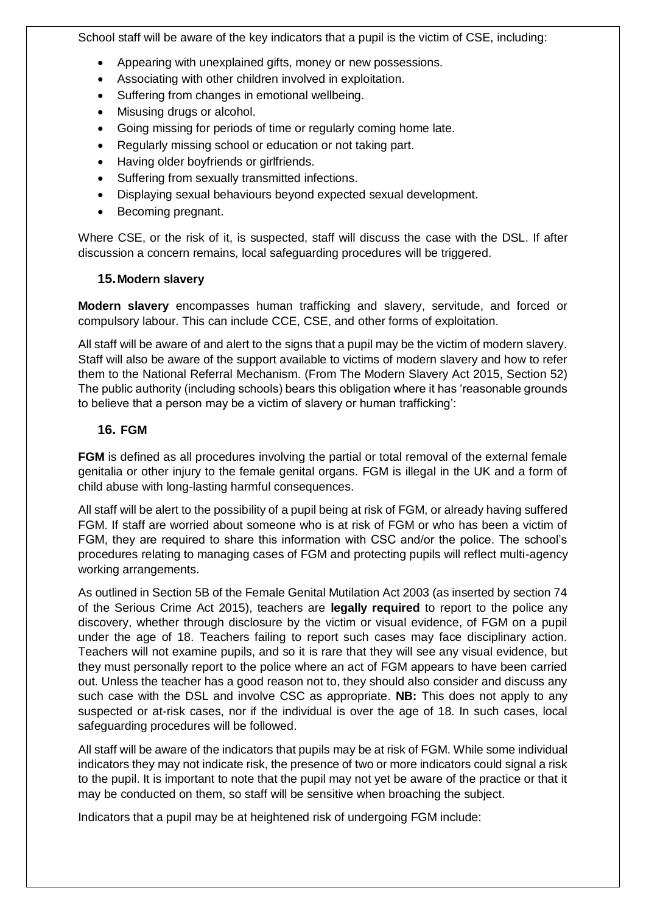School staff will be aware of the key indicators that a pupil is the victim of CSE, including:

- Appearing with unexplained gifts, money or new possessions.
- Associating with other children involved in exploitation.
- Suffering from changes in emotional wellbeing.
- Misusing drugs or alcohol.
- Going missing for periods of time or regularly coming home late.
- Regularly missing school or education or not taking part.
- Having older boyfriends or girlfriends.
- Suffering from sexually transmitted infections.
- Displaying sexual behaviours beyond expected sexual development.
- Becoming pregnant.

Where CSE, or the risk of it, is suspected, staff will discuss the case with the DSL. If after discussion a concern remains, local safeguarding procedures will be triggered.

## 15. Modern slavery

**Modern slavery** encompasses human trafficking and slavery, servitude, and forced or compulsory labour. This can include CCE, CSE, and other forms of exploitation.

All staff will be aware of and alert to the signs that a pupil may be the victim of modern slavery. Staff will also be aware of the support available to victims of modern slavery and how to refer them to the National Referral Mechanism. (From The Modern Slavery Act 2015, Section 52) The public authority (including schools) bears this obligation where it has 'reasonable grounds to believe that a person may be a victim of slavery or human trafficking':

## 16. FGM

**FGM** is defined as all procedures involving the partial or total removal of the external female genitalia or other injury to the female genital organs. FGM is illegal in the UK and a form of child abuse with long-lasting harmful consequences.

All staff will be alert to the possibility of a pupil being at risk of FGM, or already having suffered FGM. If staff are worried about someone who is at risk of FGM or who has been a victim of FGM, they are required to share this information with CSC and/or the police. The school's procedures relating to managing cases of FGM and protecting pupils will reflect multi-agency working arrangements.

As outlined in Section 5B of the Female Genital Mutilation Act 2003 (as inserted by section 74 of the Serious Crime Act 2015), teachers are **legally required** to report to the police any discovery, whether through disclosure by the victim or visual evidence, of FGM on a pupil under the age of 18. Teachers failing to report such cases may face disciplinary action. Teachers will not examine pupils, and so it is rare that they will see any visual evidence, but they must personally report to the police where an act of FGM appears to have been carried out. Unless the teacher has a good reason not to, they should also consider and discuss any such case with the DSL and involve CSC as appropriate. **NB:** This does not apply to any suspected or at-risk cases, nor if the individual is over the age of 18. In such cases, local safeguarding procedures will be followed.

All staff will be aware of the indicators that pupils may be at risk of FGM. While some individual indicators they may not indicate risk, the presence of two or more indicators could signal a risk to the pupil. It is important to note that the pupil may not yet be aware of the practice or that it may be conducted on them, so staff will be sensitive when broaching the subject.

Indicators that a pupil may be at heightened risk of undergoing FGM include: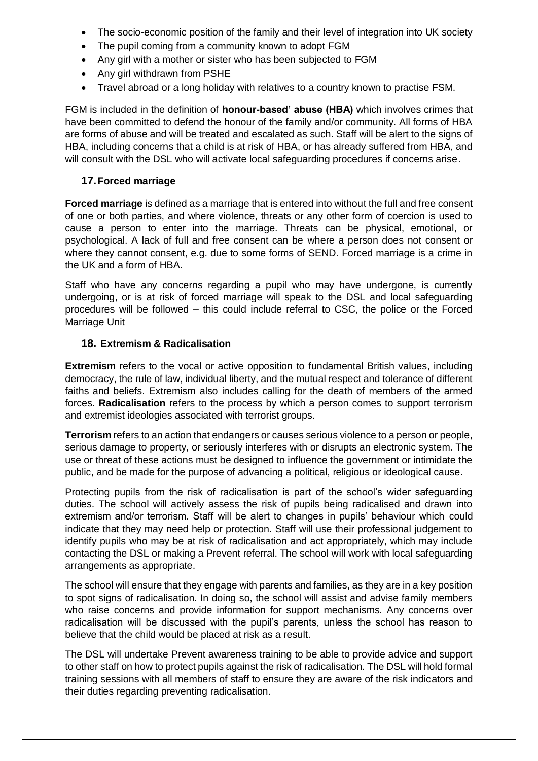- The socio-economic position of the family and their level of integration into UK society
- The pupil coming from a community known to adopt FGM
- Any girl with a mother or sister who has been subjected to FGM
- Any girl withdrawn from PSHE
- Travel abroad or a long holiday with relatives to a country known to practise FSM.

FGM is included in the definition of **honour-based' abuse (HBA)** which involves crimes that have been committed to defend the honour of the family and/or community. All forms of HBA are forms of abuse and will be treated and escalated as such. Staff will be alert to the signs of HBA, including concerns that a child is at risk of HBA, or has already suffered from HBA, and will consult with the DSL who will activate local safeguarding procedures if concerns arise.

## 17. Forced marriage

**Forced marriage** is defined as a marriage that is entered into without the full and free consent of one or both parties, and where violence, threats or any other form of coercion is used to cause a person to enter into the marriage. Threats can be physical, emotional, or psychological. A lack of full and free consent can be where a person does not consent or where they cannot consent, e.g. due to some forms of SEND. Forced marriage is a crime in the UK and a form of HBA.

Staff who have any concerns regarding a pupil who may have undergone, is currently undergoing, or is at risk of forced marriage will speak to the DSL and local safeguarding procedures will be followed – this could include referral to CSC, the police or the Forced Marriage Unit

## 18. Extremism & Radicalisation

**Extremism** refers to the vocal or active opposition to fundamental British values, including democracy, the rule of law, individual liberty, and the mutual respect and tolerance of different faiths and beliefs. Extremism also includes calling for the death of members of the armed forces. **Radicalisation** refers to the process by which a person comes to support terrorism and extremist ideologies associated with terrorist groups.

**Terrorism** refers to an action that endangers or causes serious violence to a person or people, serious damage to property, or seriously interferes with or disrupts an electronic system. The use or threat of these actions must be designed to influence the government or intimidate the public, and be made for the purpose of advancing a political, religious or ideological cause.

Protecting pupils from the risk of radicalisation is part of the school's wider safeguarding duties. The school will actively assess the risk of pupils being radicalised and drawn into extremism and/or terrorism. Staff will be alert to changes in pupils' behaviour which could indicate that they may need help or protection. Staff will use their professional judgement to identify pupils who may be at risk of radicalisation and act appropriately, which may include contacting the DSL or making a Prevent referral. The school will work with local safeguarding arrangements as appropriate.

The school will ensure that they engage with parents and families, as they are in a key position to spot signs of radicalisation. In doing so, the school will assist and advise family members who raise concerns and provide information for support mechanisms. Any concerns over radicalisation will be discussed with the pupil's parents, unless the school has reason to believe that the child would be placed at risk as a result.

The DSL will undertake Prevent awareness training to be able to provide advice and support to other staff on how to protect pupils against the risk of radicalisation. The DSL will hold formal training sessions with all members of staff to ensure they are aware of the risk indicators and their duties regarding preventing radicalisation.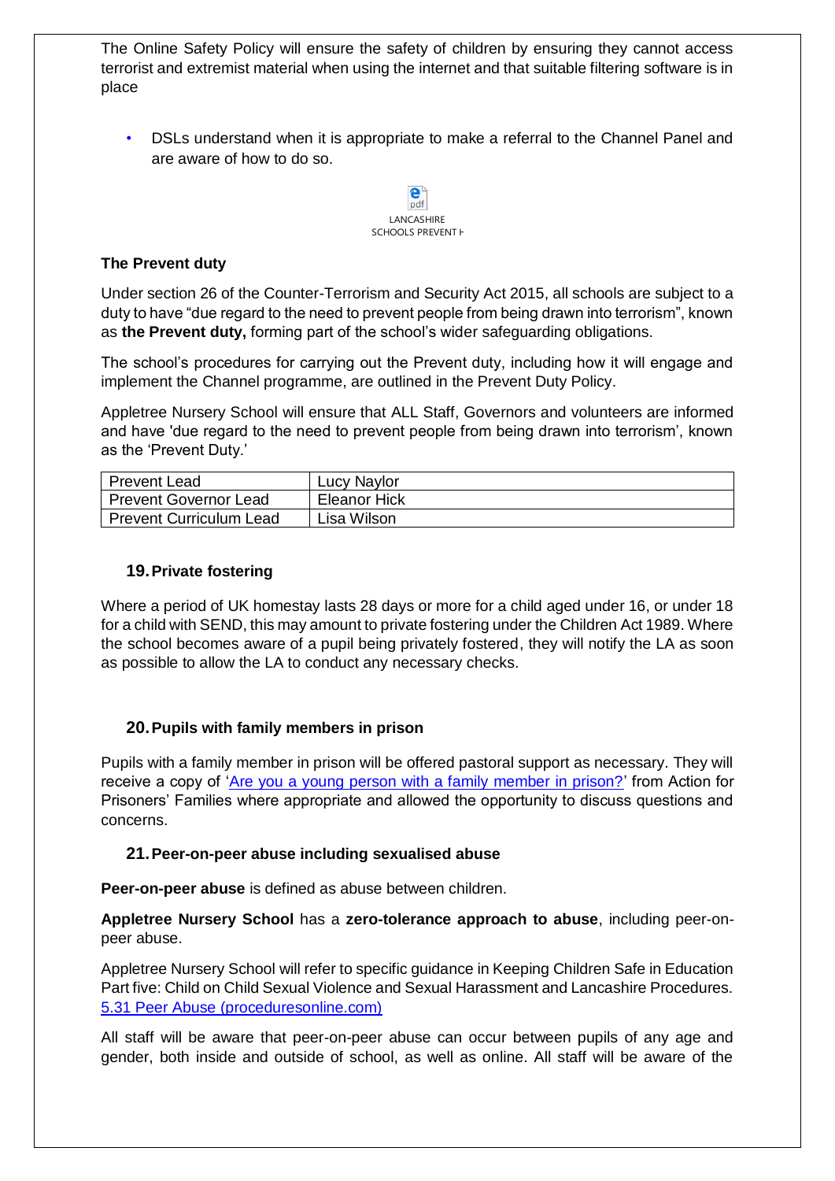The Online Safety Policy will ensure the safety of children by ensuring they cannot access terrorist and extremist material when using the internet and that suitable filtering software is in place

- DSLs understand when it is appropriate to make a referral to the Channel Panel and are aware of how to do so.

LANCASHIRE SCHOOLS PREVENT H

**The Prevent duty**

Under section 26 of the Counter-Terrorism and Security Act 2015, all schools are subject to a duty to have "due regard to the need to prevent people from being drawn into terrorism", known as **the Prevent duty,** forming part of the school's wider safeguarding obligations.

The school's procedures for carrying out the Prevent duty, including how it will engage and implement the Channel programme, are outlined in the Prevent Duty Policy.

Appletree Nursery School will ensure that ALL Staff, Governors and volunteers are informed and have 'due regard to the need to prevent people from being drawn into terrorism', known as the 'Prevent Duty.'

| | |
|---|---|
| Prevent Lead | Lucy Naylor |
| Prevent Governor Lead | Eleanor Hick |
| Prevent Curriculum Lead | Lisa Wilson |

### 19. Private fostering

Where a period of UK homestay lasts 28 days or more for a child aged under 16, or under 18 for a child with SEND, this may amount to private fostering under the Children Act 1989. Where the school becomes aware of a pupil being privately fostered, they will notify the LA as soon as possible to allow the LA to conduct any necessary checks.

### 20. Pupils with family members in prison

Pupils with a family member in prison will be offered pastoral support as necessary. They will receive a copy of 'Are you a young person with a family member in prison?' from Action for Prisoners' Families where appropriate and allowed the opportunity to discuss questions and concerns.

### 21. Peer-on-peer abuse including sexualised abuse

**Peer-on-peer abuse** is defined as abuse between children.

**Appletree Nursery School** has a **zero-tolerance approach to abuse**, including peer-on-peer abuse.

Appletree Nursery School will refer to specific guidance in Keeping Children Safe in Education Part five: Child on Child Sexual Violence and Sexual Harassment and Lancashire Procedures. 5.31 Peer Abuse (proceduresonline.com)

All staff will be aware that peer-on-peer abuse can occur between pupils of any age and gender, both inside and outside of school, as well as online. All staff will be aware of the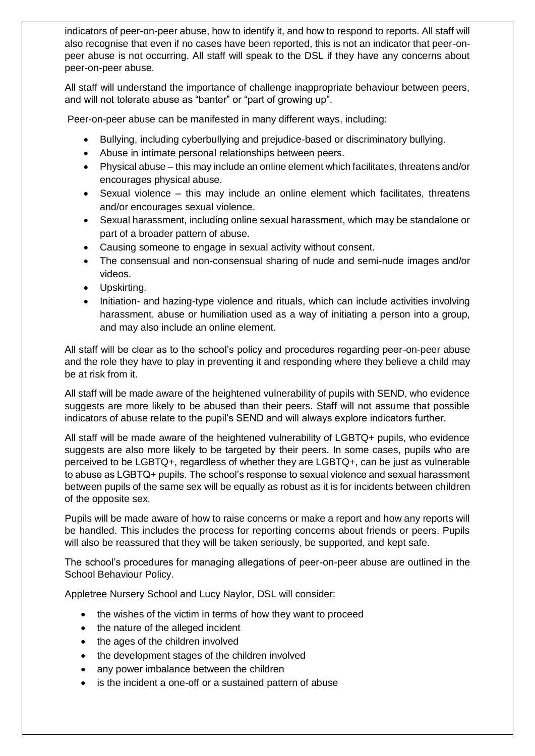indicators of peer-on-peer abuse, how to identify it, and how to respond to reports. All staff will also recognise that even if no cases have been reported, this is not an indicator that peer-on-peer abuse is not occurring. All staff will speak to the DSL if they have any concerns about peer-on-peer abuse.

All staff will understand the importance of challenge inappropriate behaviour between peers, and will not tolerate abuse as "banter" or "part of growing up".

Peer-on-peer abuse can be manifested in many different ways, including:

- Bullying, including cyberbullying and prejudice-based or discriminatory bullying.
- Abuse in intimate personal relationships between peers.
- Physical abuse – this may include an online element which facilitates, threatens and/or encourages physical abuse.
- Sexual violence – this may include an online element which facilitates, threatens and/or encourages sexual violence.
- Sexual harassment, including online sexual harassment, which may be standalone or part of a broader pattern of abuse.
- Causing someone to engage in sexual activity without consent.
- The consensual and non-consensual sharing of nude and semi-nude images and/or videos.
- Upskirting.
- Initiation- and hazing-type violence and rituals, which can include activities involving harassment, abuse or humiliation used as a way of initiating a person into a group, and may also include an online element.

All staff will be clear as to the school's policy and procedures regarding peer-on-peer abuse and the role they have to play in preventing it and responding where they believe a child may be at risk from it.

All staff will be made aware of the heightened vulnerability of pupils with SEND, who evidence suggests are more likely to be abused than their peers. Staff will not assume that possible indicators of abuse relate to the pupil's SEND and will always explore indicators further.

All staff will be made aware of the heightened vulnerability of LGBTQ+ pupils, who evidence suggests are also more likely to be targeted by their peers. In some cases, pupils who are perceived to be LGBTQ+, regardless of whether they are LGBTQ+, can be just as vulnerable to abuse as LGBTQ+ pupils. The school's response to sexual violence and sexual harassment between pupils of the same sex will be equally as robust as it is for incidents between children of the opposite sex.

Pupils will be made aware of how to raise concerns or make a report and how any reports will be handled. This includes the process for reporting concerns about friends or peers. Pupils will also be reassured that they will be taken seriously, be supported, and kept safe.

The school's procedures for managing allegations of peer-on-peer abuse are outlined in the School Behaviour Policy.

Appletree Nursery School and Lucy Naylor, DSL will consider:

- the wishes of the victim in terms of how they want to proceed
- the nature of the alleged incident
- the ages of the children involved
- the development stages of the children involved
- any power imbalance between the children
- is the incident a one-off or a sustained pattern of abuse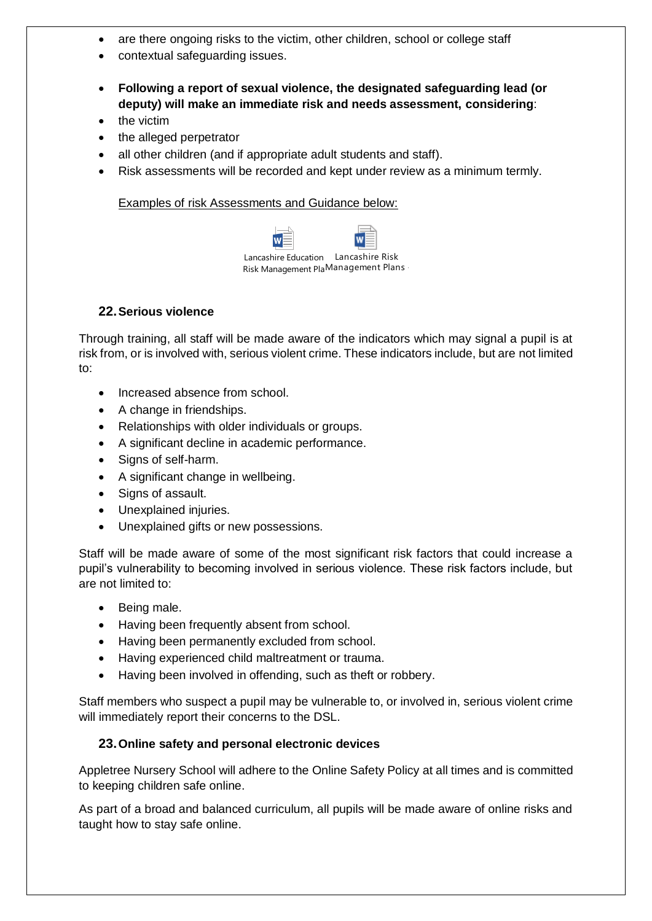- are there ongoing risks to the victim, other children, school or college staff
- contextual safeguarding issues.

- **Following a report of sexual violence, the designated safeguarding lead (or deputy) will make an immediate risk and needs assessment, considering**:
- the victim
- the alleged perpetrator
- all other children (and if appropriate adult students and staff).
- Risk assessments will be recorded and kept under review as a minimum termly.

Examples of risk Assessments and Guidance below:

Lancashire Education Risk Management Pla Lancashire Risk Management Plans

## 22. Serious violence

Through training, all staff will be made aware of the indicators which may signal a pupil is at risk from, or is involved with, serious violent crime. These indicators include, but are not limited to:

- Increased absence from school.
- A change in friendships.
- Relationships with older individuals or groups.
- A significant decline in academic performance.
- Signs of self-harm.
- A significant change in wellbeing.
- Signs of assault.
- Unexplained injuries.
- Unexplained gifts or new possessions.

Staff will be made aware of some of the most significant risk factors that could increase a pupil's vulnerability to becoming involved in serious violence. These risk factors include, but are not limited to:

- Being male.
- Having been frequently absent from school.
- Having been permanently excluded from school.
- Having experienced child maltreatment or trauma.
- Having been involved in offending, such as theft or robbery.

Staff members who suspect a pupil may be vulnerable to, or involved in, serious violent crime will immediately report their concerns to the DSL.

## 23. Online safety and personal electronic devices

Appletree Nursery School will adhere to the Online Safety Policy at all times and is committed to keeping children safe online.

As part of a broad and balanced curriculum, all pupils will be made aware of online risks and taught how to stay safe online.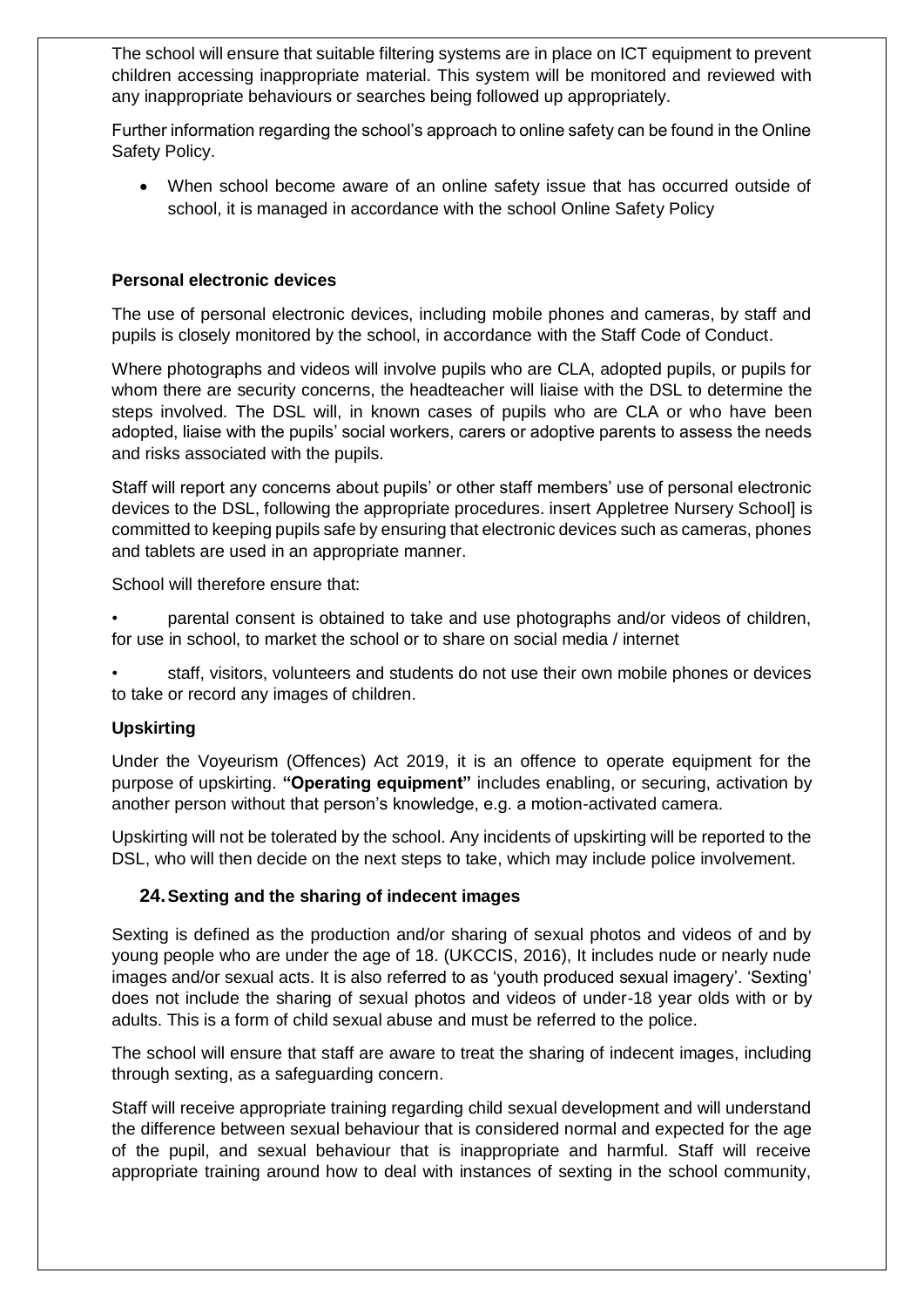The school will ensure that suitable filtering systems are in place on ICT equipment to prevent children accessing inappropriate material. This system will be monitored and reviewed with any inappropriate behaviours or searches being followed up appropriately.

Further information regarding the school's approach to online safety can be found in the Online Safety Policy.

- When school become aware of an online safety issue that has occurred outside of school, it is managed in accordance with the school Online Safety Policy

**Personal electronic devices**

The use of personal electronic devices, including mobile phones and cameras, by staff and pupils is closely monitored by the school, in accordance with the Staff Code of Conduct.

Where photographs and videos will involve pupils who are CLA, adopted pupils, or pupils for whom there are security concerns, the headteacher will liaise with the DSL to determine the steps involved. The DSL will, in known cases of pupils who are CLA or who have been adopted, liaise with the pupils' social workers, carers or adoptive parents to assess the needs and risks associated with the pupils.

Staff will report any concerns about pupils' or other staff members' use of personal electronic devices to the DSL, following the appropriate procedures. insert Appletree Nursery School] is committed to keeping pupils safe by ensuring that electronic devices such as cameras, phones and tablets are used in an appropriate manner.

School will therefore ensure that:

- parental consent is obtained to take and use photographs and/or videos of children, for use in school, to market the school or to share on social media / internet
- staff, visitors, volunteers and students do not use their own mobile phones or devices to take or record any images of children.

**Upskirting**

Under the Voyeurism (Offences) Act 2019, it is an offence to operate equipment for the purpose of upskirting. **"Operating equipment"** includes enabling, or securing, activation by another person without that person's knowledge, e.g. a motion-activated camera.

Upskirting will not be tolerated by the school. Any incidents of upskirting will be reported to the DSL, who will then decide on the next steps to take, which may include police involvement.

## 24. Sexting and the sharing of indecent images

Sexting is defined as the production and/or sharing of sexual photos and videos of and by young people who are under the age of 18. (UKCCIS, 2016), It includes nude or nearly nude images and/or sexual acts. It is also referred to as 'youth produced sexual imagery'. 'Sexting' does not include the sharing of sexual photos and videos of under-18 year olds with or by adults. This is a form of child sexual abuse and must be referred to the police.

The school will ensure that staff are aware to treat the sharing of indecent images, including through sexting, as a safeguarding concern.

Staff will receive appropriate training regarding child sexual development and will understand the difference between sexual behaviour that is considered normal and expected for the age of the pupil, and sexual behaviour that is inappropriate and harmful. Staff will receive appropriate training around how to deal with instances of sexting in the school community,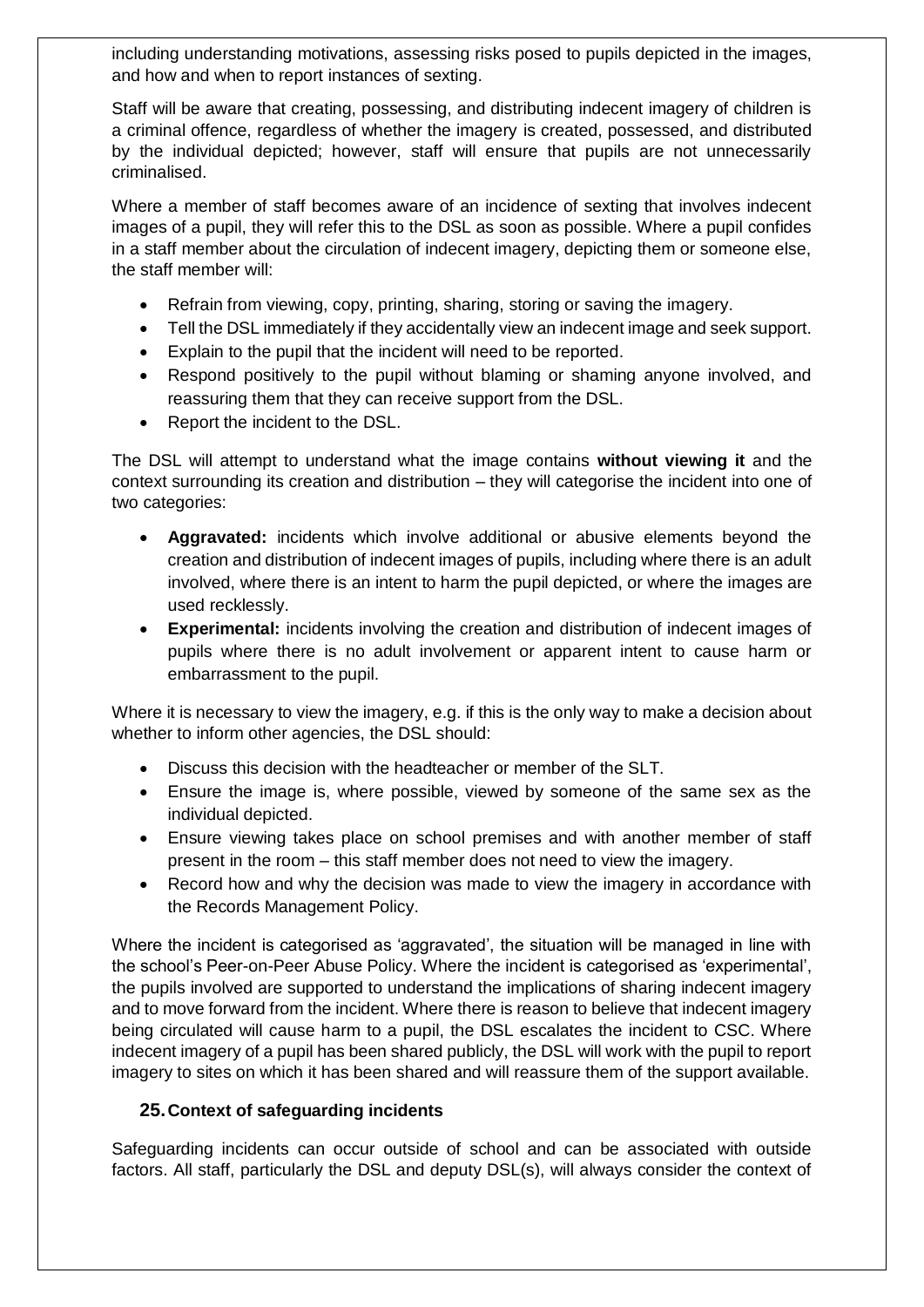including understanding motivations, assessing risks posed to pupils depicted in the images, and how and when to report instances of sexting.

Staff will be aware that creating, possessing, and distributing indecent imagery of children is a criminal offence, regardless of whether the imagery is created, possessed, and distributed by the individual depicted; however, staff will ensure that pupils are not unnecessarily criminalised.

Where a member of staff becomes aware of an incidence of sexting that involves indecent images of a pupil, they will refer this to the DSL as soon as possible. Where a pupil confides in a staff member about the circulation of indecent imagery, depicting them or someone else, the staff member will:

- Refrain from viewing, copy, printing, sharing, storing or saving the imagery.
- Tell the DSL immediately if they accidentally view an indecent image and seek support.
- Explain to the pupil that the incident will need to be reported.
- Respond positively to the pupil without blaming or shaming anyone involved, and reassuring them that they can receive support from the DSL.
- Report the incident to the DSL.

The DSL will attempt to understand what the image contains **without viewing it** and the context surrounding its creation and distribution – they will categorise the incident into one of two categories:

- **Aggravated:** incidents which involve additional or abusive elements beyond the creation and distribution of indecent images of pupils, including where there is an adult involved, where there is an intent to harm the pupil depicted, or where the images are used recklessly.
- **Experimental:** incidents involving the creation and distribution of indecent images of pupils where there is no adult involvement or apparent intent to cause harm or embarrassment to the pupil.

Where it is necessary to view the imagery, e.g. if this is the only way to make a decision about whether to inform other agencies, the DSL should:

- Discuss this decision with the headteacher or member of the SLT.
- Ensure the image is, where possible, viewed by someone of the same sex as the individual depicted.
- Ensure viewing takes place on school premises and with another member of staff present in the room – this staff member does not need to view the imagery.
- Record how and why the decision was made to view the imagery in accordance with the Records Management Policy.

Where the incident is categorised as 'aggravated', the situation will be managed in line with the school's Peer-on-Peer Abuse Policy. Where the incident is categorised as 'experimental', the pupils involved are supported to understand the implications of sharing indecent imagery and to move forward from the incident. Where there is reason to believe that indecent imagery being circulated will cause harm to a pupil, the DSL escalates the incident to CSC. Where indecent imagery of a pupil has been shared publicly, the DSL will work with the pupil to report imagery to sites on which it has been shared and will reassure them of the support available.

## 25. Context of safeguarding incidents

Safeguarding incidents can occur outside of school and can be associated with outside factors. All staff, particularly the DSL and deputy DSL(s), will always consider the context of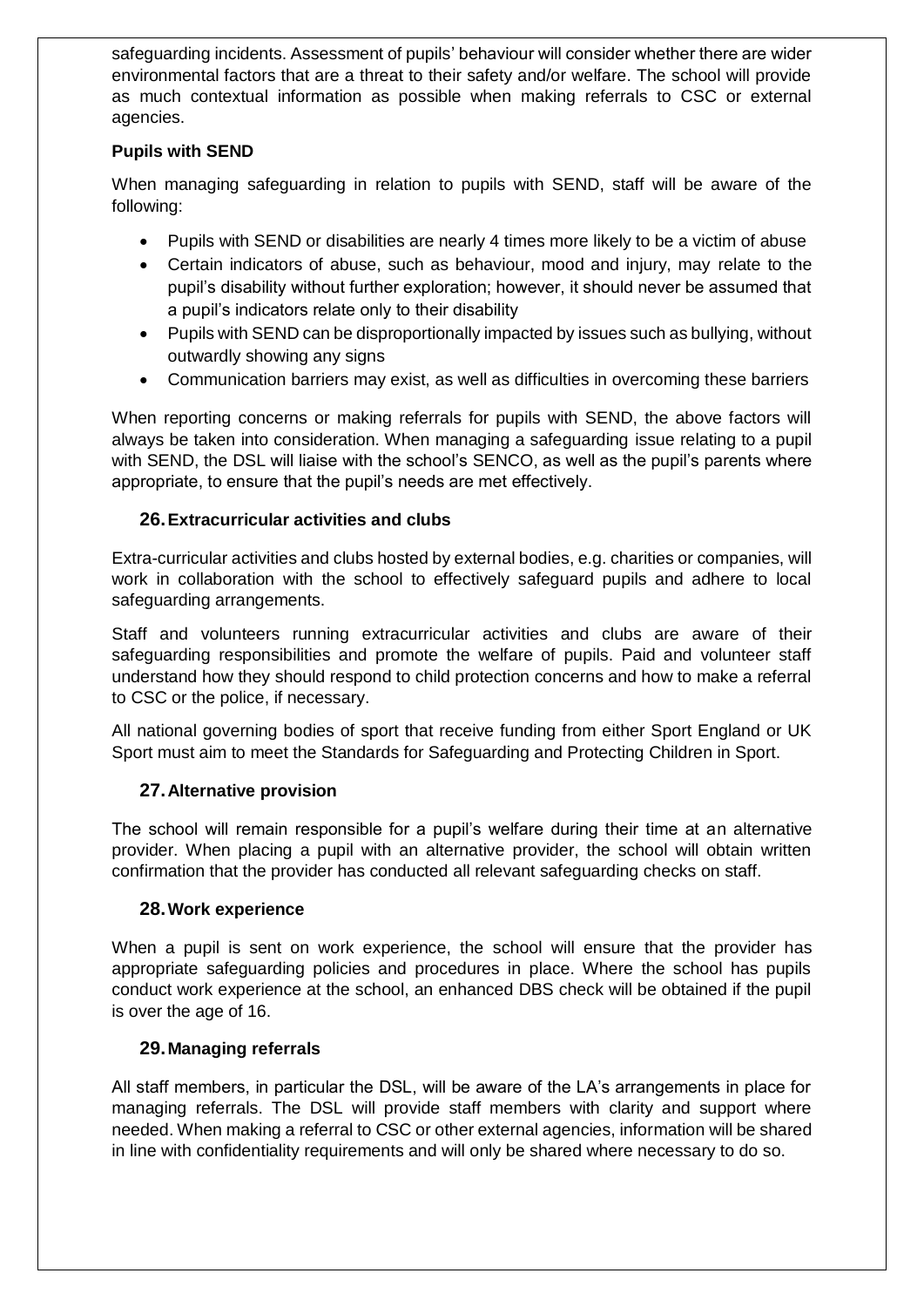safeguarding incidents. Assessment of pupils' behaviour will consider whether there are wider environmental factors that are a threat to their safety and/or welfare. The school will provide as much contextual information as possible when making referrals to CSC or external agencies.

**Pupils with SEND**

When managing safeguarding in relation to pupils with SEND, staff will be aware of the following:

- Pupils with SEND or disabilities are nearly 4 times more likely to be a victim of abuse
- Certain indicators of abuse, such as behaviour, mood and injury, may relate to the pupil's disability without further exploration; however, it should never be assumed that a pupil's indicators relate only to their disability
- Pupils with SEND can be disproportionally impacted by issues such as bullying, without outwardly showing any signs
- Communication barriers may exist, as well as difficulties in overcoming these barriers

When reporting concerns or making referrals for pupils with SEND, the above factors will always be taken into consideration. When managing a safeguarding issue relating to a pupil with SEND, the DSL will liaise with the school's SENCO, as well as the pupil's parents where appropriate, to ensure that the pupil's needs are met effectively.

## 26. Extracurricular activities and clubs

Extra-curricular activities and clubs hosted by external bodies, e.g. charities or companies, will work in collaboration with the school to effectively safeguard pupils and adhere to local safeguarding arrangements.

Staff and volunteers running extracurricular activities and clubs are aware of their safeguarding responsibilities and promote the welfare of pupils. Paid and volunteer staff understand how they should respond to child protection concerns and how to make a referral to CSC or the police, if necessary.

All national governing bodies of sport that receive funding from either Sport England or UK Sport must aim to meet the Standards for Safeguarding and Protecting Children in Sport.

## 27. Alternative provision

The school will remain responsible for a pupil's welfare during their time at an alternative provider. When placing a pupil with an alternative provider, the school will obtain written confirmation that the provider has conducted all relevant safeguarding checks on staff.

## 28. Work experience

When a pupil is sent on work experience, the school will ensure that the provider has appropriate safeguarding policies and procedures in place. Where the school has pupils conduct work experience at the school, an enhanced DBS check will be obtained if the pupil is over the age of 16.

## 29. Managing referrals

All staff members, in particular the DSL, will be aware of the LA's arrangements in place for managing referrals. The DSL will provide staff members with clarity and support where needed. When making a referral to CSC or other external agencies, information will be shared in line with confidentiality requirements and will only be shared where necessary to do so.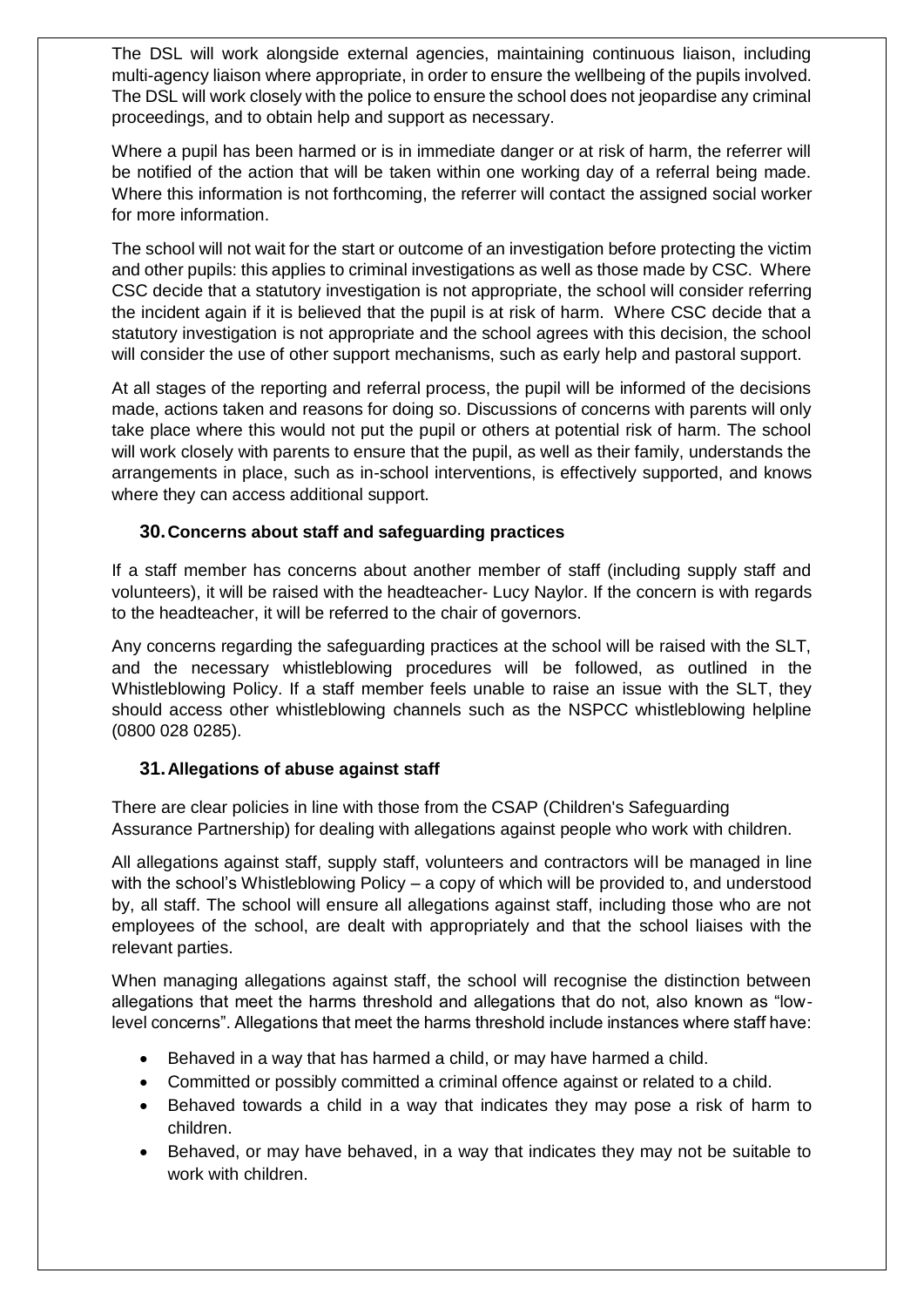The DSL will work alongside external agencies, maintaining continuous liaison, including multi-agency liaison where appropriate, in order to ensure the wellbeing of the pupils involved. The DSL will work closely with the police to ensure the school does not jeopardise any criminal proceedings, and to obtain help and support as necessary.

Where a pupil has been harmed or is in immediate danger or at risk of harm, the referrer will be notified of the action that will be taken within one working day of a referral being made. Where this information is not forthcoming, the referrer will contact the assigned social worker for more information.

The school will not wait for the start or outcome of an investigation before protecting the victim and other pupils: this applies to criminal investigations as well as those made by CSC. Where CSC decide that a statutory investigation is not appropriate, the school will consider referring the incident again if it is believed that the pupil is at risk of harm. Where CSC decide that a statutory investigation is not appropriate and the school agrees with this decision, the school will consider the use of other support mechanisms, such as early help and pastoral support.

At all stages of the reporting and referral process, the pupil will be informed of the decisions made, actions taken and reasons for doing so. Discussions of concerns with parents will only take place where this would not put the pupil or others at potential risk of harm. The school will work closely with parents to ensure that the pupil, as well as their family, understands the arrangements in place, such as in-school interventions, is effectively supported, and knows where they can access additional support.

### 30. Concerns about staff and safeguarding practices

If a staff member has concerns about another member of staff (including supply staff and volunteers), it will be raised with the headteacher- Lucy Naylor. If the concern is with regards to the headteacher, it will be referred to the chair of governors.

Any concerns regarding the safeguarding practices at the school will be raised with the SLT, and the necessary whistleblowing procedures will be followed, as outlined in the Whistleblowing Policy. If a staff member feels unable to raise an issue with the SLT, they should access other whistleblowing channels such as the NSPCC whistleblowing helpline (0800 028 0285).

### 31. Allegations of abuse against staff

There are clear policies in line with those from the CSAP (Children's Safeguarding Assurance Partnership) for dealing with allegations against people who work with children.

All allegations against staff, supply staff, volunteers and contractors will be managed in line with the school's Whistleblowing Policy – a copy of which will be provided to, and understood by, all staff. The school will ensure all allegations against staff, including those who are not employees of the school, are dealt with appropriately and that the school liaises with the relevant parties.

When managing allegations against staff, the school will recognise the distinction between allegations that meet the harms threshold and allegations that do not, also known as "low-level concerns". Allegations that meet the harms threshold include instances where staff have:

- Behaved in a way that has harmed a child, or may have harmed a child.
- Committed or possibly committed a criminal offence against or related to a child.
- Behaved towards a child in a way that indicates they may pose a risk of harm to children.
- Behaved, or may have behaved, in a way that indicates they may not be suitable to work with children.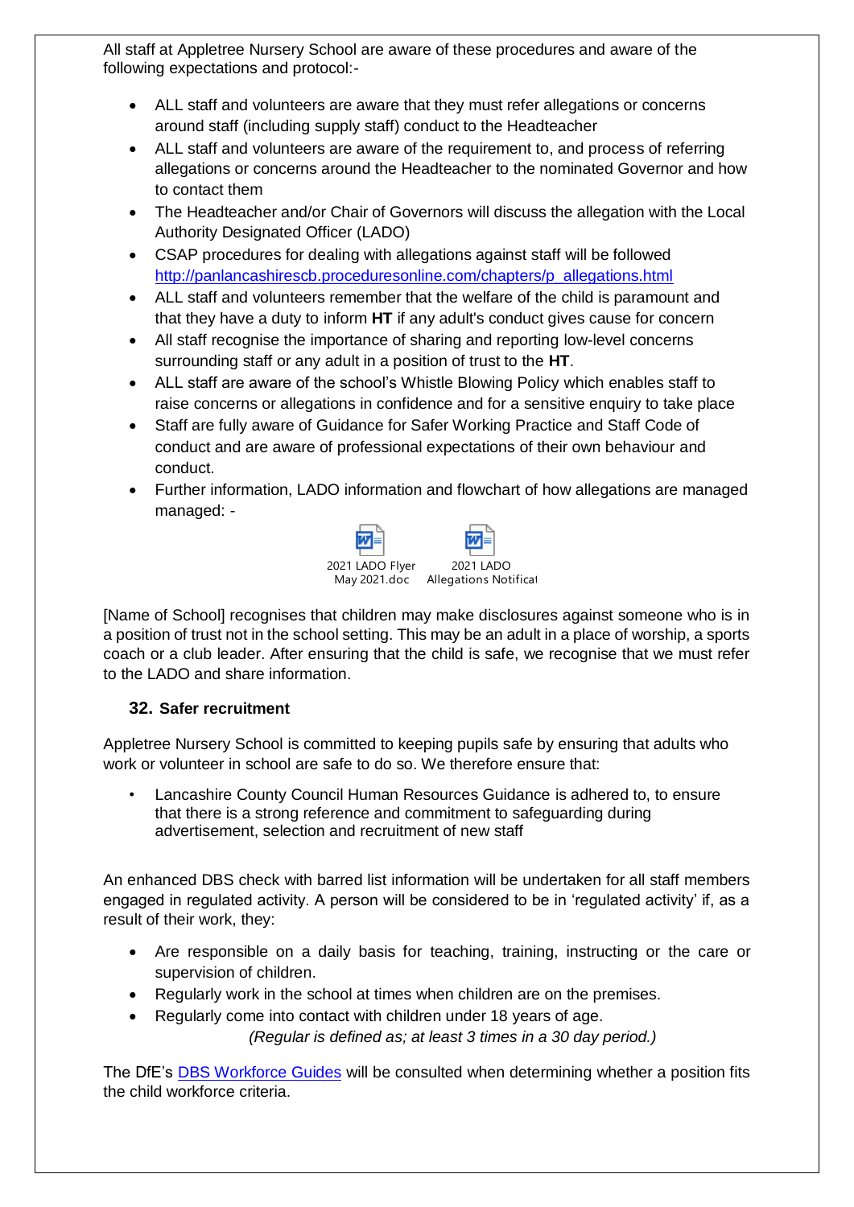All staff at Appletree Nursery School are aware of these procedures and aware of the following expectations and protocol:-

- ALL staff and volunteers are aware that they must refer allegations or concerns around staff (including supply staff) conduct to the Headteacher
- ALL staff and volunteers are aware of the requirement to, and process of referring allegations or concerns around the Headteacher to the nominated Governor and how to contact them
- The Headteacher and/or Chair of Governors will discuss the allegation with the Local Authority Designated Officer (LADO)
- CSAP procedures for dealing with allegations against staff will be followed [http://panlancashirescb.proceduresonline.com/chapters/p_allegations.html](http://panlancashirescb.proceduresonline.com/chapters/p_allegations.html)
- ALL staff and volunteers remember that the welfare of the child is paramount and that they have a duty to inform **HT** if any adult's conduct gives cause for concern
- All staff recognise the importance of sharing and reporting low-level concerns surrounding staff or any adult in a position of trust to the **HT**.
- ALL staff are aware of the school's Whistle Blowing Policy which enables staff to raise concerns or allegations in confidence and for a sensitive enquiry to take place
- Staff are fully aware of Guidance for Safer Working Practice and Staff Code of conduct and are aware of professional expectations of their own behaviour and conduct.
- Further information, LADO information and flowchart of how allegations are managed managed: -

2021 LADO Flyer May 2021.doc

2021 LADO Allegations Notificat

[Name of School] recognises that children may make disclosures against someone who is in a position of trust not in the school setting. This may be an adult in a place of worship, a sports coach or a club leader. After ensuring that the child is safe, we recognise that we must refer to the LADO and share information.

## 32. Safer recruitment

Appletree Nursery School is committed to keeping pupils safe by ensuring that adults who work or volunteer in school are safe to do so. We therefore ensure that:

- Lancashire County Council Human Resources Guidance is adhered to, to ensure that there is a strong reference and commitment to safeguarding during advertisement, selection and recruitment of new staff

An enhanced DBS check with barred list information will be undertaken for all staff members engaged in regulated activity. A person will be considered to be in 'regulated activity' if, as a result of their work, they:

- Are responsible on a daily basis for teaching, training, instructing or the care or supervision of children.
- Regularly work in the school at times when children are on the premises.
- Regularly come into contact with children under 18 years of age.

*(Regular is defined as; at least 3 times in a 30 day period.)*

The DfE's [DBS Workforce Guides](DBS Workforce Guides) will be consulted when determining whether a position fits the child workforce criteria.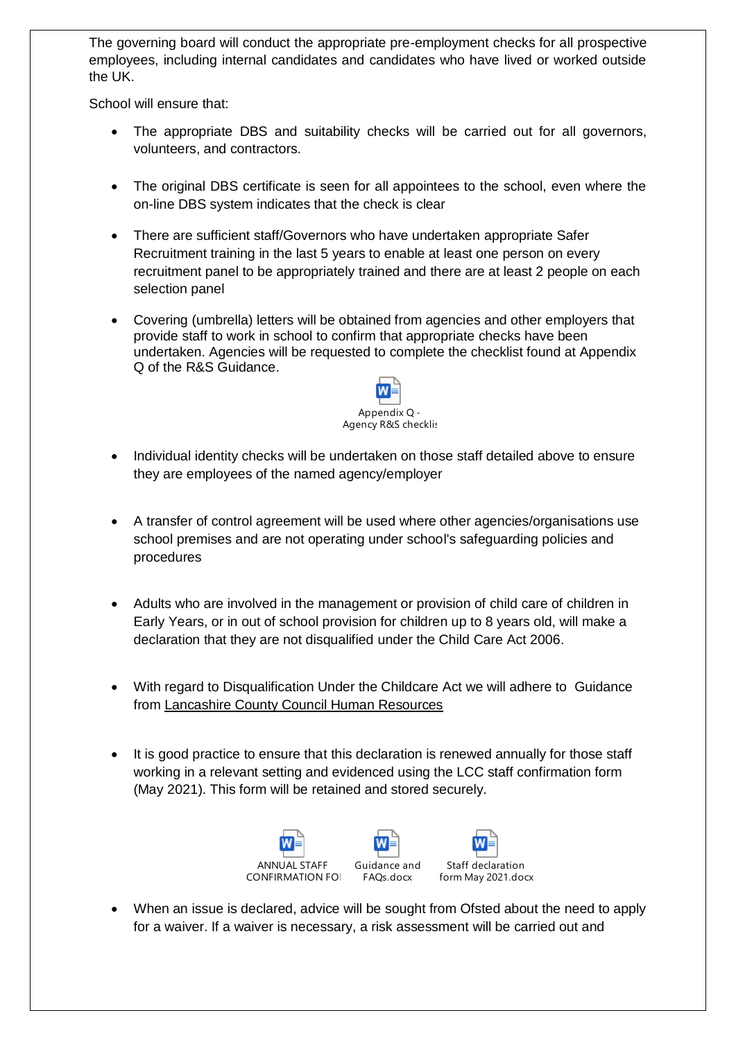The governing board will conduct the appropriate pre-employment checks for all prospective employees, including internal candidates and candidates who have lived or worked outside the UK.

School will ensure that:

- The appropriate DBS and suitability checks will be carried out for all governors, volunteers, and contractors.

- The original DBS certificate is seen for all appointees to the school, even where the on-line DBS system indicates that the check is clear

- There are sufficient staff/Governors who have undertaken appropriate Safer Recruitment training in the last 5 years to enable at least one person on every recruitment panel to be appropriately trained and there are at least 2 people on each selection panel

- Covering (umbrella) letters will be obtained from agencies and other employers that provide staff to work in school to confirm that appropriate checks have been undertaken. Agencies will be requested to complete the checklist found at Appendix Q of the R&S Guidance.

  Appendix Q - Agency R&S checklis

- Individual identity checks will be undertaken on those staff detailed above to ensure they are employees of the named agency/employer

- A transfer of control agreement will be used where other agencies/organisations use school premises and are not operating under school's safeguarding policies and procedures

- Adults who are involved in the management or provision of child care of children in Early Years, or in out of school provision for children up to 8 years old, will make a declaration that they are not disqualified under the Child Care Act 2006.

- With regard to Disqualification Under the Childcare Act we will adhere to Guidance from Lancashire County Council Human Resources

- It is good practice to ensure that this declaration is renewed annually for those staff working in a relevant setting and evidenced using the LCC staff confirmation form (May 2021). This form will be retained and stored securely.

  ANNUAL STAFF CONFIRMATION FO | Guidance and FAQs.docx | Staff declaration form May 2021.docx

- When an issue is declared, advice will be sought from Ofsted about the need to apply for a waiver. If a waiver is necessary, a risk assessment will be carried out and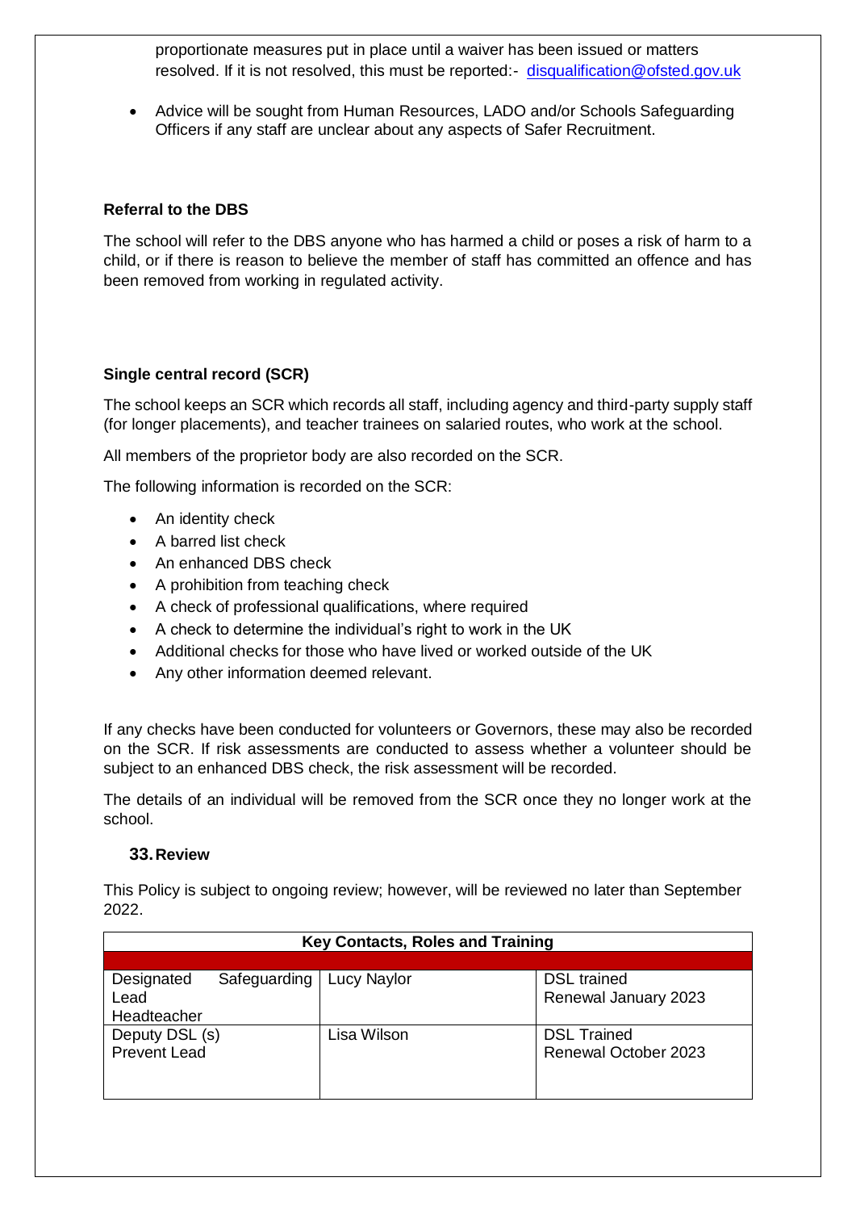proportionate measures put in place until a waiver has been issued or matters resolved. If it is not resolved, this must be reported:- disqualification@ofsted.gov.uk

- Advice will be sought from Human Resources, LADO and/or Schools Safeguarding Officers if any staff are unclear about any aspects of Safer Recruitment.

**Referral to the DBS**

The school will refer to the DBS anyone who has harmed a child or poses a risk of harm to a child, or if there is reason to believe the member of staff has committed an offence and has been removed from working in regulated activity.

**Single central record (SCR)**

The school keeps an SCR which records all staff, including agency and third-party supply staff (for longer placements), and teacher trainees on salaried routes, who work at the school.

All members of the proprietor body are also recorded on the SCR.

The following information is recorded on the SCR:

- An identity check
- A barred list check
- An enhanced DBS check
- A prohibition from teaching check
- A check of professional qualifications, where required
- A check to determine the individual's right to work in the UK
- Additional checks for those who have lived or worked outside of the UK
- Any other information deemed relevant.

If any checks have been conducted for volunteers or Governors, these may also be recorded on the SCR. If risk assessments are conducted to assess whether a volunteer should be subject to an enhanced DBS check, the risk assessment will be recorded.

The details of an individual will be removed from the SCR once they no longer work at the school.

## 33. Review

This Policy is subject to ongoing review; however, will be reviewed no later than September 2022.

| Key Contacts, Roles and Training | | |
|---|---|---|
| | | |
| Designated Safeguarding Lead Headteacher | Lucy Naylor | DSL trained Renewal January 2023 |
| Deputy DSL (s) Prevent Lead | Lisa Wilson | DSL Trained Renewal October 2023 |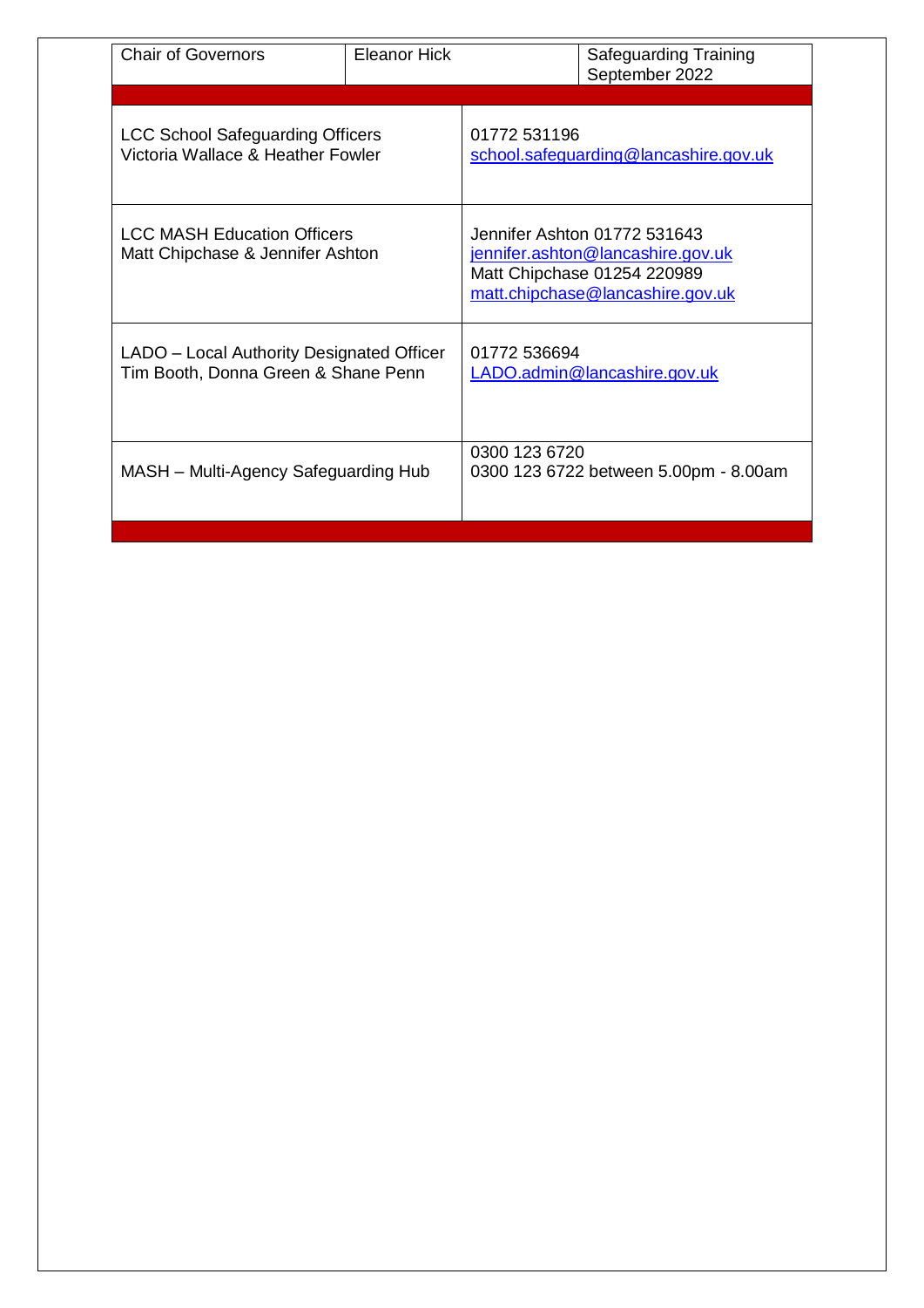| | | |
|---|---|---|
| Chair of Governors | Eleanor Hick | Safeguarding Training September 2022 |

| | |
|---|---|
| LCC School Safeguarding Officers<br>Victoria Wallace & Heather Fowler | 01772 531196<br>school.safeguarding@lancashire.gov.uk |
| LCC MASH Education Officers<br>Matt Chipchase & Jennifer Ashton | Jennifer Ashton 01772 531643<br>jennifer.ashton@lancashire.gov.uk<br>Matt Chipchase 01254 220989<br>matt.chipchase@lancashire.gov.uk |
| LADO – Local Authority Designated Officer<br>Tim Booth, Donna Green & Shane Penn | 01772 536694<br>LADO.admin@lancashire.gov.uk |
| MASH – Multi-Agency Safeguarding Hub | 0300 123 6720<br>0300 123 6722 between 5.00pm - 8.00am |